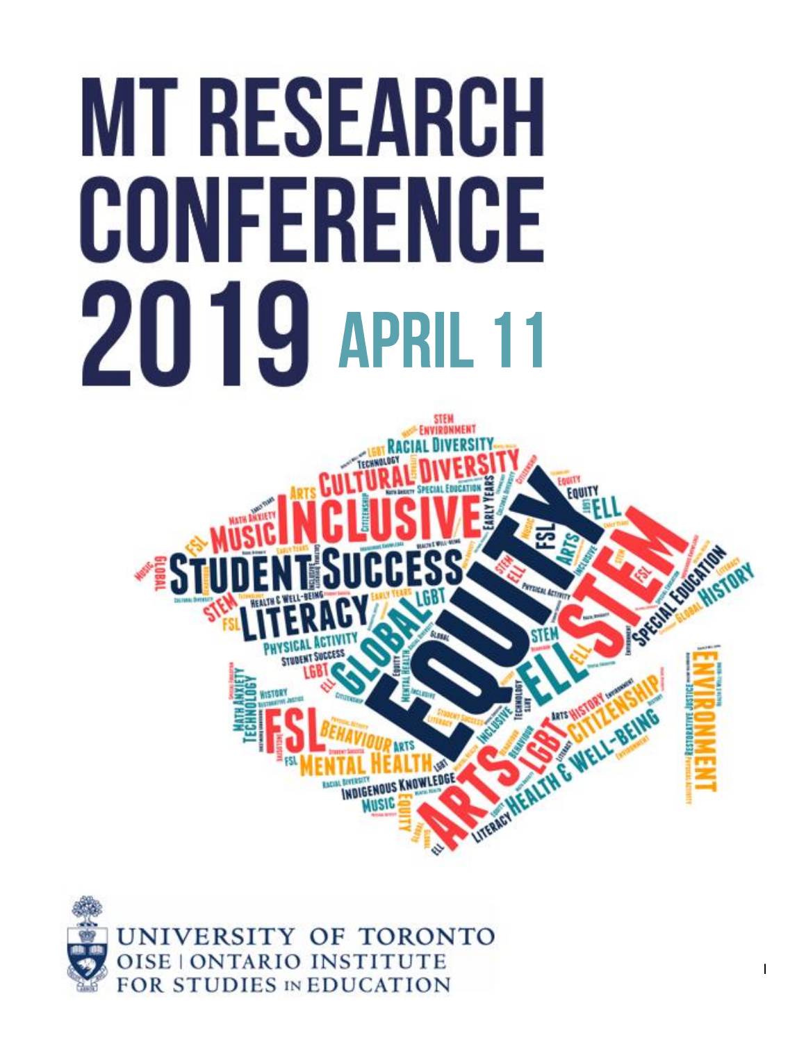# MT RESEARCH CONFERENCE 2019 APRIL 11

UNIVERSITY OF TORONTO
OISE | ONTARIO INSTITUTE FOR STUDIES IN EDUCATION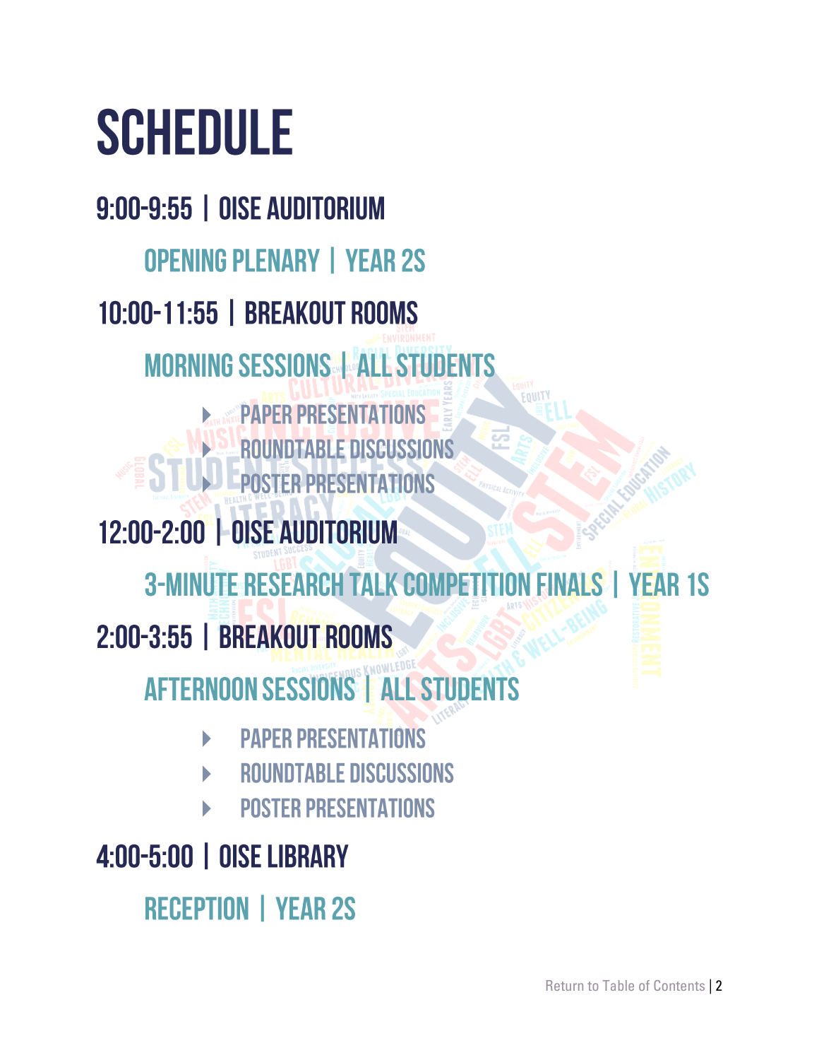# SCHEDULE

## 9:00-9:55 | OISE AUDITORIUM

### OPENING PLENARY | YEAR 2S

## 10:00-11:55 | BREAKOUT ROOMS

### MORNING SESSIONS | ALL STUDENTS

- PAPER PRESENTATIONS
- ROUNDTABLE DISCUSSIONS
- POSTER PRESENTATIONS

## 12:00-2:00 | OISE AUDITORIUM

### 3-MINUTE RESEARCH TALK COMPETITION FINALS | YEAR 1S

## 2:00-3:55 | BREAKOUT ROOMS

### AFTERNOON SESSIONS | ALL STUDENTS

- PAPER PRESENTATIONS
- ROUNDTABLE DISCUSSIONS
- POSTER PRESENTATIONS

## 4:00-5:00 | OISE LIBRARY

### RECEPTION | YEAR 2S

Return to Table of Contents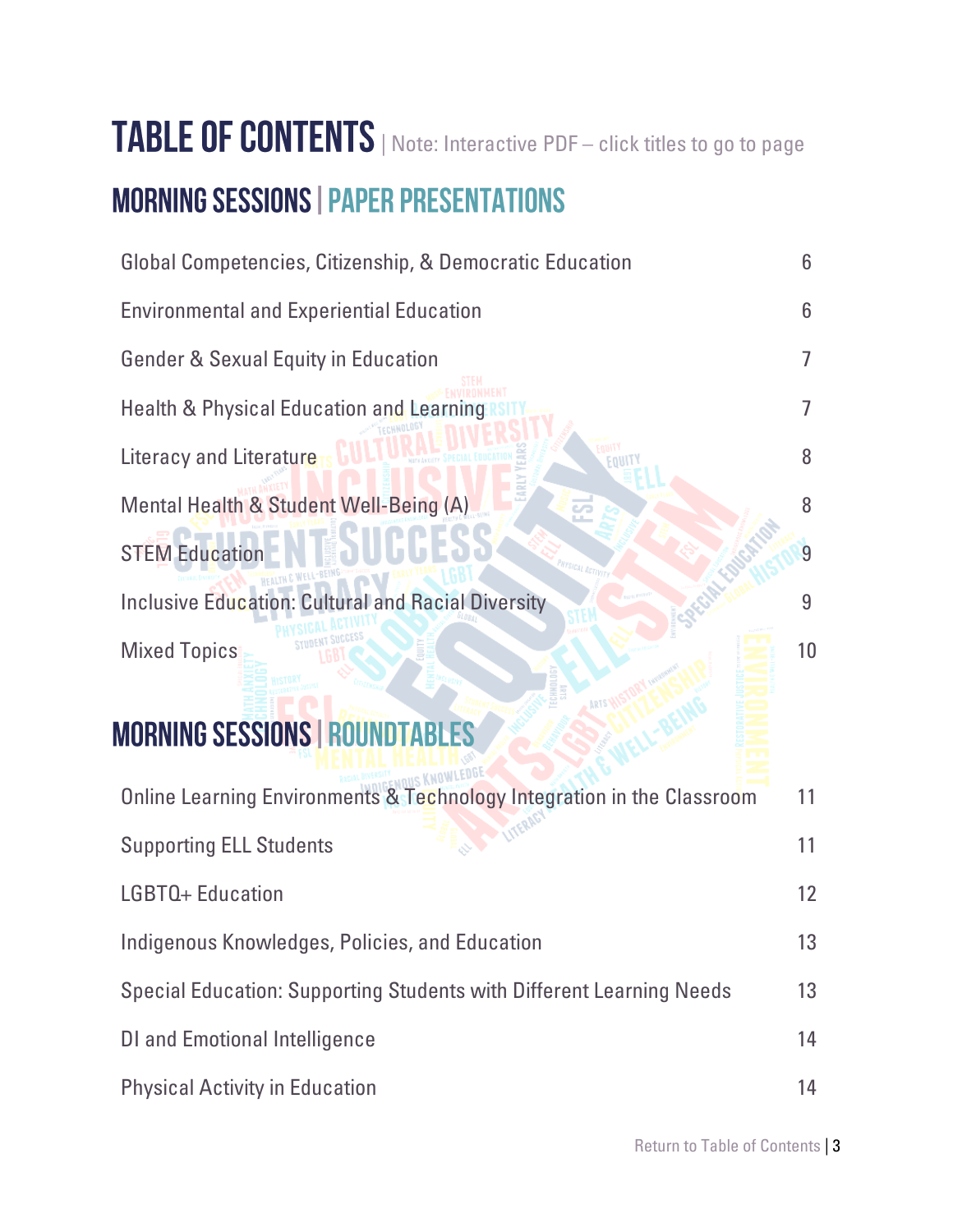# TABLE OF CONTENTS | Note: Interactive PDF – click titles to go to page

## MORNING SESSIONS | PAPER PRESENTATIONS

| | |
|---|---|
| Global Competencies, Citizenship, & Democratic Education | 6 |
| Environmental and Experiential Education | 6 |
| Gender & Sexual Equity in Education | 7 |
| Health & Physical Education and Learning | 7 |
| Literacy and Literature | 8 |
| Mental Health & Student Well-Being (A) | 8 |
| STEM Education | 9 |
| Inclusive Education: Cultural and Racial Diversity | 9 |
| Mixed Topics | 10 |

## MORNING SESSIONS | ROUNDTABLES

| | |
|---|---|
| Online Learning Environments & Technology Integration in the Classroom | 11 |
| Supporting ELL Students | 11 |
| LGBTQ+ Education | 12 |
| Indigenous Knowledges, Policies, and Education | 13 |
| Special Education: Supporting Students with Different Learning Needs | 13 |
| DI and Emotional Intelligence | 14 |
| Physical Activity in Education | 14 |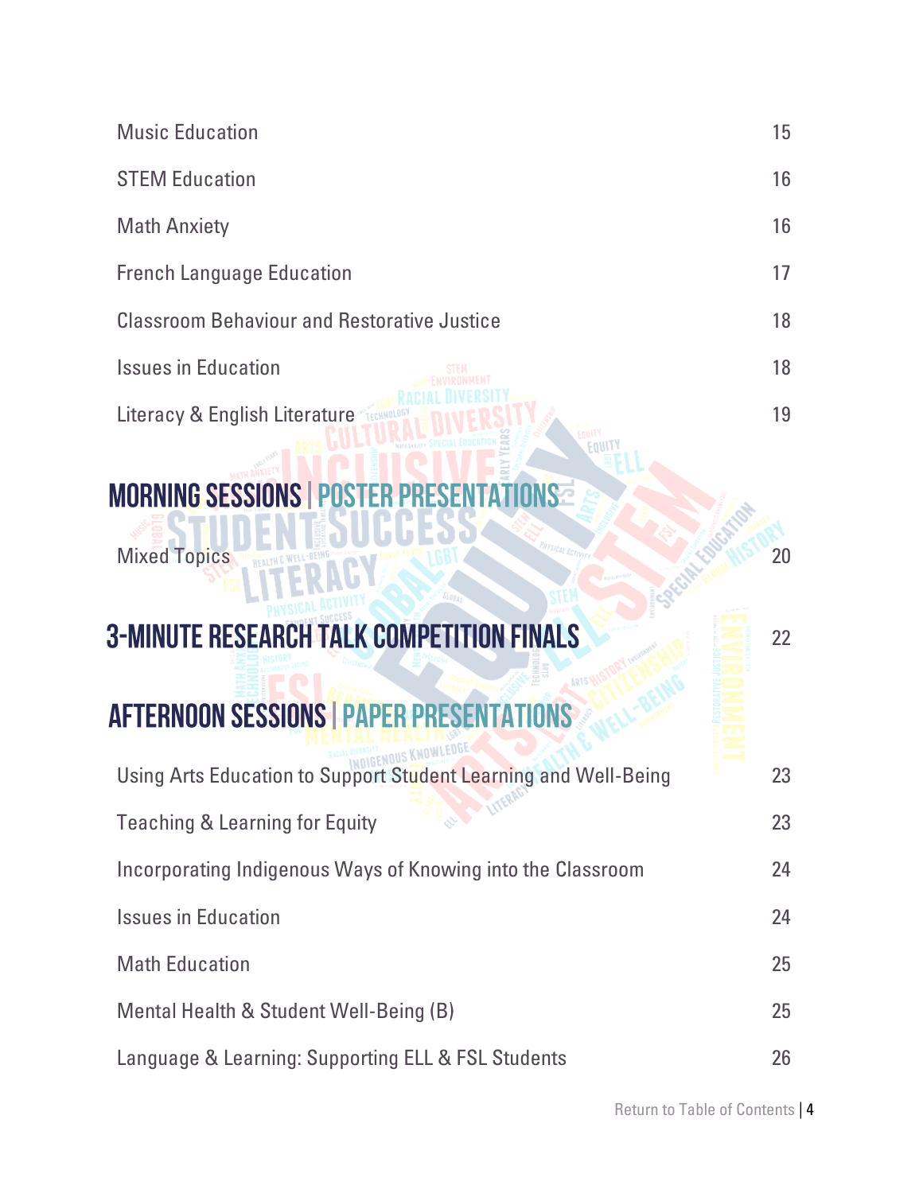| | |
|---|---|
| Music Education | 15 |
| STEM Education | 16 |
| Math Anxiety | 16 |
| French Language Education | 17 |
| Classroom Behaviour and Restorative Justice | 18 |
| Issues in Education | 18 |
| Literacy & English Literature | 19 |

## MORNING SESSIONS | POSTER PRESENTATIONS

| | |
|---|---|
| Mixed Topics | 20 |

## 3-MINUTE RESEARCH TALK COMPETITION FINALS 22

## AFTERNOON SESSIONS | PAPER PRESENTATIONS

| | |
|---|---|
| Using Arts Education to Support Student Learning and Well-Being | 23 |
| Teaching & Learning for Equity | 23 |
| Incorporating Indigenous Ways of Knowing into the Classroom | 24 |
| Issues in Education | 24 |
| Math Education | 25 |
| Mental Health & Student Well-Being (B) | 25 |
| Language & Learning: Supporting ELL & FSL Students | 26 |

Return to Table of Contents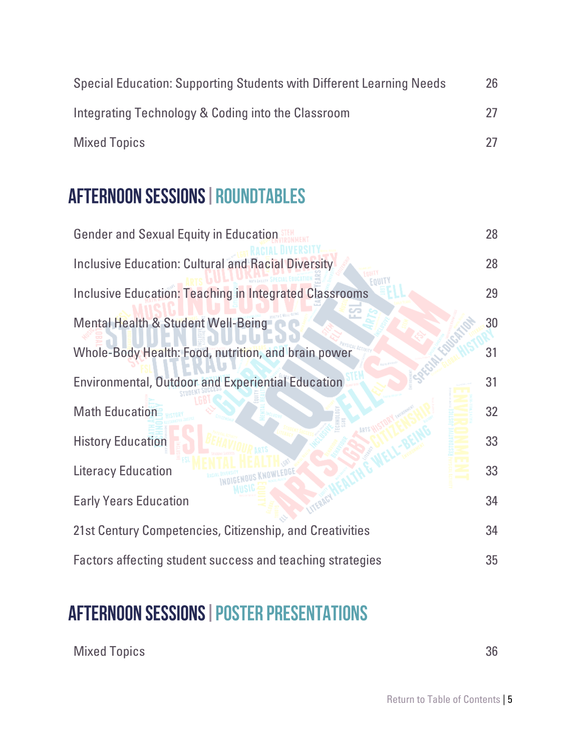| | |
|---|---|
| Special Education: Supporting Students with Different Learning Needs | 26 |
| Integrating Technology & Coding into the Classroom | 27 |
| Mixed Topics | 27 |

## AFTERNOON SESSIONS | ROUNDTABLES

| | |
|---|---|
| Gender and Sexual Equity in Education | 28 |
| Inclusive Education: Cultural and Racial Diversity | 28 |
| Inclusive Education: Teaching in Integrated Classrooms | 29 |
| Mental Health & Student Well-Being | 30 |
| Whole-Body Health: Food, nutrition, and brain power | 31 |
| Environmental, Outdoor and Experiential Education | 31 |
| Math Education | 32 |
| History Education | 33 |
| Literacy Education | 33 |
| Early Years Education | 34 |
| 21st Century Competencies, Citizenship, and Creativities | 34 |
| Factors affecting student success and teaching strategies | 35 |

## AFTERNOON SESSIONS | POSTER PRESENTATIONS

| | |
|---|---|
| Mixed Topics | 36 |

Return to Table of Contents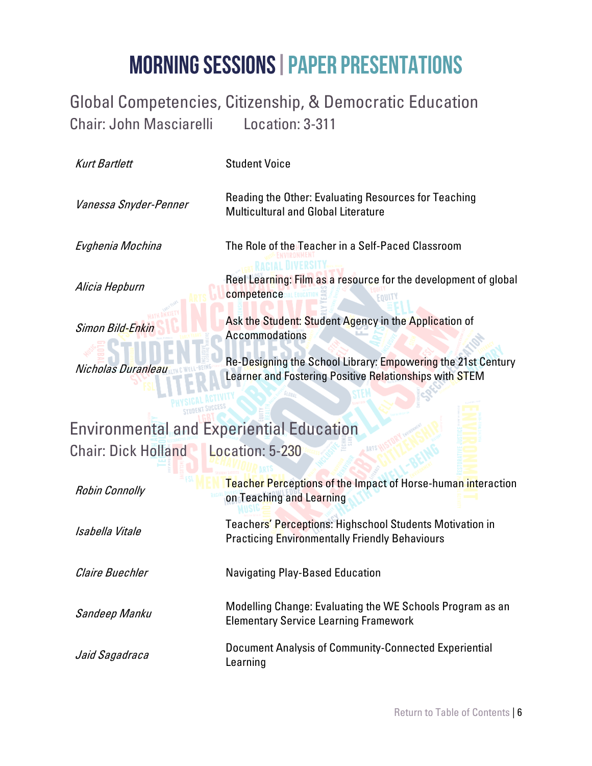# MORNING SESSIONS | PAPER PRESENTATIONS

## Global Competencies, Citizenship, & Democratic Education

Chair: John Masciarelli  Location: 3-311

| | |
|---|---|
| *Kurt Bartlett* | Student Voice |
| *Vanessa Snyder-Penner* | Reading the Other: Evaluating Resources for Teaching Multicultural and Global Literature |
| *Evghenia Mochina* | The Role of the Teacher in a Self-Paced Classroom |
| *Alicia Hepburn* | Reel Learning: Film as a resource for the development of global competence |
| *Simon Bild-Enkin* | Ask the Student: Student Agency in the Application of Accommodations |
| *Nicholas Duranleau* | Re-Designing the School Library: Empowering the 21st Century Learner and Fostering Positive Relationships with STEM |

## Environmental and Experiential Education

Chair: Dick Holland  Location: 5-230

| | |
|---|---|
| *Robin Connolly* | Teacher Perceptions of the Impact of Horse-human interaction on Teaching and Learning |
| *Isabella Vitale* | Teachers' Perceptions: Highschool Students Motivation in Practicing Environmentally Friendly Behaviours |
| *Claire Buechler* | Navigating Play-Based Education |
| *Sandeep Manku* | Modelling Change: Evaluating the WE Schools Program as an Elementary Service Learning Framework |
| *Jaid Sagadraca* | Document Analysis of Community-Connected Experiential Learning |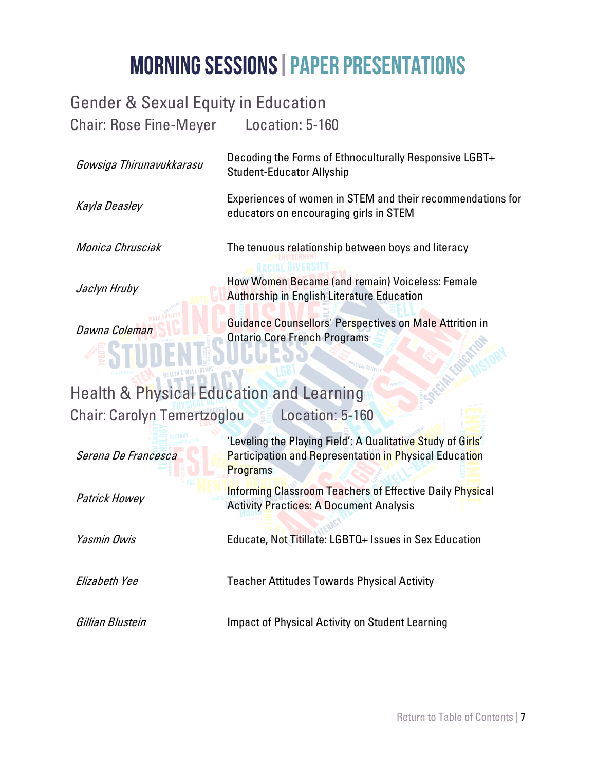# MORNING SESSIONS | PAPER PRESENTATIONS

## Gender & Sexual Equity in Education

Chair: Rose Fine-Meyer Location: 5-160

| | |
|---|---|
| *Gowsiga Thirunavukkarasu* | Decoding the Forms of Ethnoculturally Responsive LGBT+ Student-Educator Allyship |
| *Kayla Deasley* | Experiences of women in STEM and their recommendations for educators on encouraging girls in STEM |
| *Monica Chrusciak* | The tenuous relationship between boys and literacy |
| *Jaclyn Hruby* | How Women Became (and remain) Voiceless: Female Authorship in English Literature Education |
| *Dawna Coleman* | Guidance Counsellors' Perspectives on Male Attrition in Ontario Core French Programs |

## Health & Physical Education and Learning

Chair: Carolyn Temertzoglou Location: 5-160

| | |
|---|---|
| *Serena De Francesca* | 'Leveling the Playing Field': A Qualitative Study of Girls' Participation and Representation in Physical Education Programs |
| *Patrick Howey* | Informing Classroom Teachers of Effective Daily Physical Activity Practices: A Document Analysis |
| *Yasmin Owis* | Educate, Not Titillate: LGBTQ+ Issues in Sex Education |
| *Elizabeth Yee* | Teacher Attitudes Towards Physical Activity |
| *Gillian Blustein* | Impact of Physical Activity on Student Learning |

Return to Table of Contents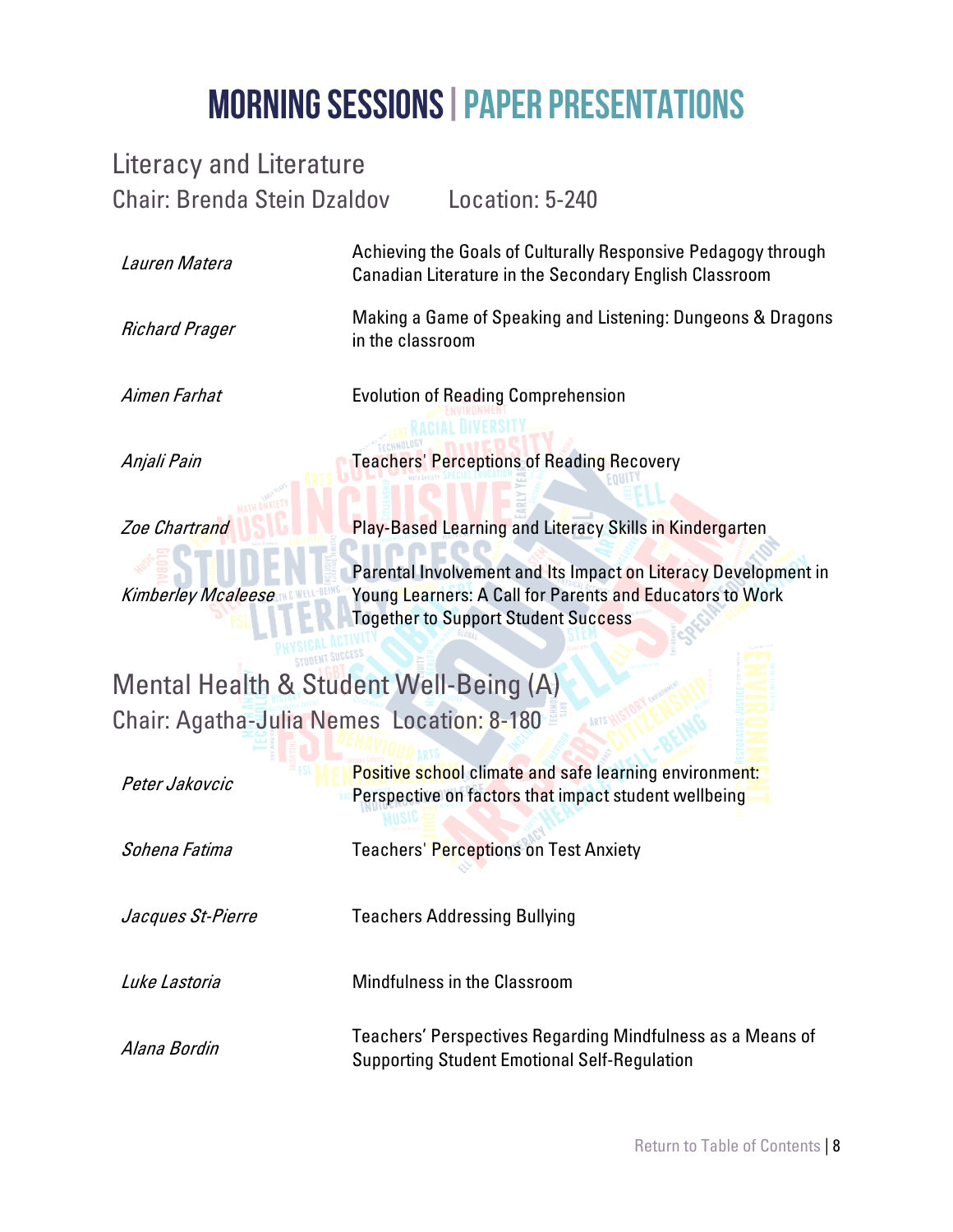# MORNING SESSIONS | PAPER PRESENTATIONS

## Literacy and Literature

Chair: Brenda Stein Dzaldov Location: 5-240

| | |
|---|---|
| *Lauren Matera* | Achieving the Goals of Culturally Responsive Pedagogy through Canadian Literature in the Secondary English Classroom |
| *Richard Prager* | Making a Game of Speaking and Listening: Dungeons & Dragons in the classroom |
| *Aimen Farhat* | Evolution of Reading Comprehension |
| *Anjali Pain* | Teachers' Perceptions of Reading Recovery |
| *Zoe Chartrand* | Play-Based Learning and Literacy Skills in Kindergarten |
| *Kimberley Mcaleese* | Parental Involvement and Its Impact on Literacy Development in Young Learners: A Call for Parents and Educators to Work Together to Support Student Success |

## Mental Health & Student Well-Being (A)

Chair: Agatha-Julia Nemes Location: 8-180

| | |
|---|---|
| *Peter Jakovcic* | Positive school climate and safe learning environment: Perspective on factors that impact student wellbeing |
| *Sohena Fatima* | Teachers' Perceptions on Test Anxiety |
| *Jacques St-Pierre* | Teachers Addressing Bullying |
| *Luke Lastoria* | Mindfulness in the Classroom |
| *Alana Bordin* | Teachers' Perspectives Regarding Mindfulness as a Means of Supporting Student Emotional Self-Regulation |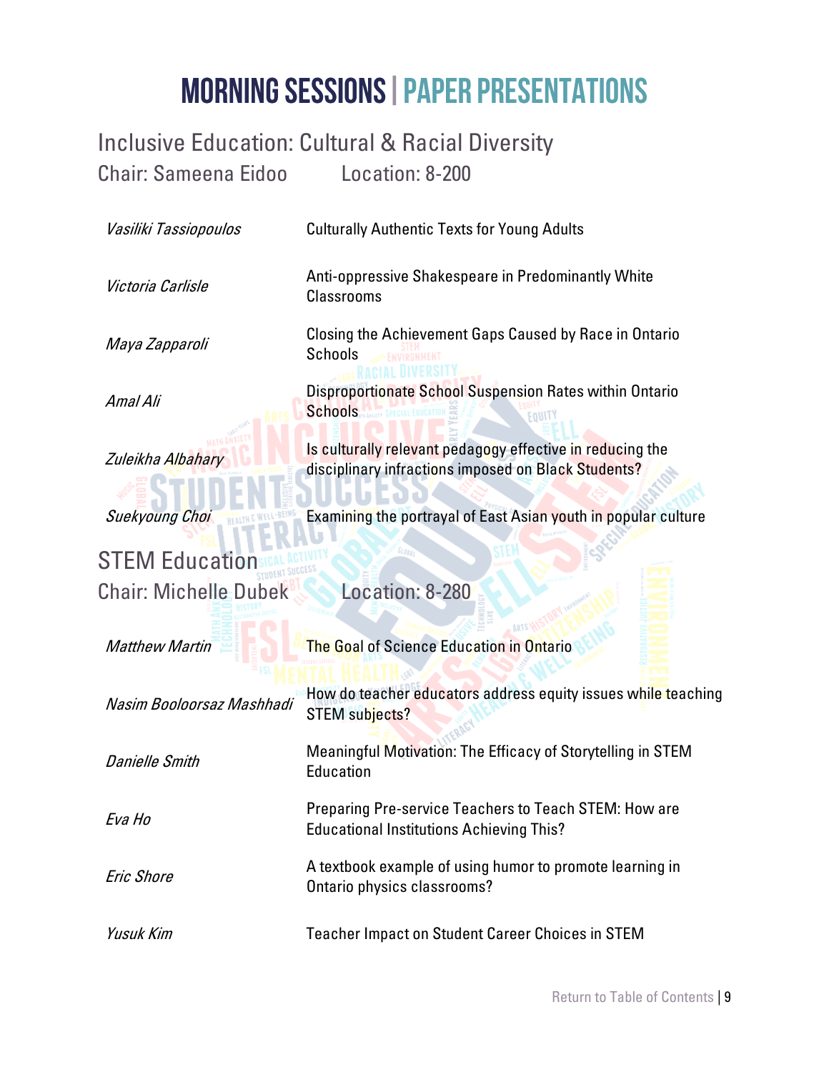# MORNING SESSIONS | PAPER PRESENTATIONS

## Inclusive Education: Cultural & Racial Diversity

Chair: Sameena Eidoo Location: 8-200

| | |
|---|---|
| *Vasiliki Tassiopoulos* | Culturally Authentic Texts for Young Adults |
| *Victoria Carlisle* | Anti-oppressive Shakespeare in Predominantly White Classrooms |
| *Maya Zapparoli* | Closing the Achievement Gaps Caused by Race in Ontario Schools |
| *Amal Ali* | Disproportionate School Suspension Rates within Ontario Schools |
| *Zuleikha Albahary* | Is culturally relevant pedagogy effective in reducing the disciplinary infractions imposed on Black Students? |
| *Suekyoung Choi* | Examining the portrayal of East Asian youth in popular culture |

## STEM Education

Chair: Michelle Dubek Location: 8-280

| | |
|---|---|
| *Matthew Martin* | The Goal of Science Education in Ontario |
| *Nasim Booloorsaz Mashhadi* | How do teacher educators address equity issues while teaching STEM subjects? |
| *Danielle Smith* | Meaningful Motivation: The Efficacy of Storytelling in STEM Education |
| *Eva Ho* | Preparing Pre-service Teachers to Teach STEM: How are Educational Institutions Achieving This? |
| *Eric Shore* | A textbook example of using humor to promote learning in Ontario physics classrooms? |
| *Yusuk Kim* | Teacher Impact on Student Career Choices in STEM |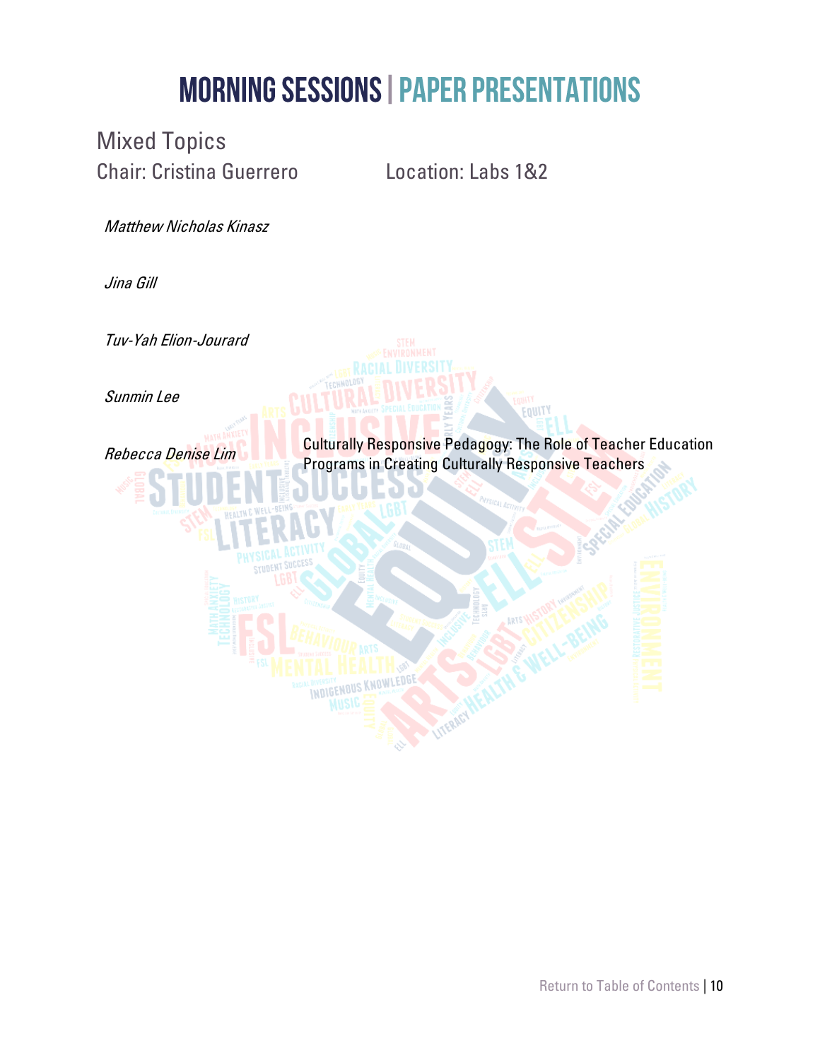# MORNING SESSIONS | PAPER PRESENTATIONS

## Mixed Topics

Chair: Cristina Guerrero    Location: Labs 1&2

*Matthew Nicholas Kinasz*

*Jina Gill*

*Tuv-Yah Elion-Jourard*

*Sunmin Lee*

*Rebecca Denise Lim*    Culturally Responsive Pedagogy: The Role of Teacher Education Programs in Creating Culturally Responsive Teachers

Return to Table of Contents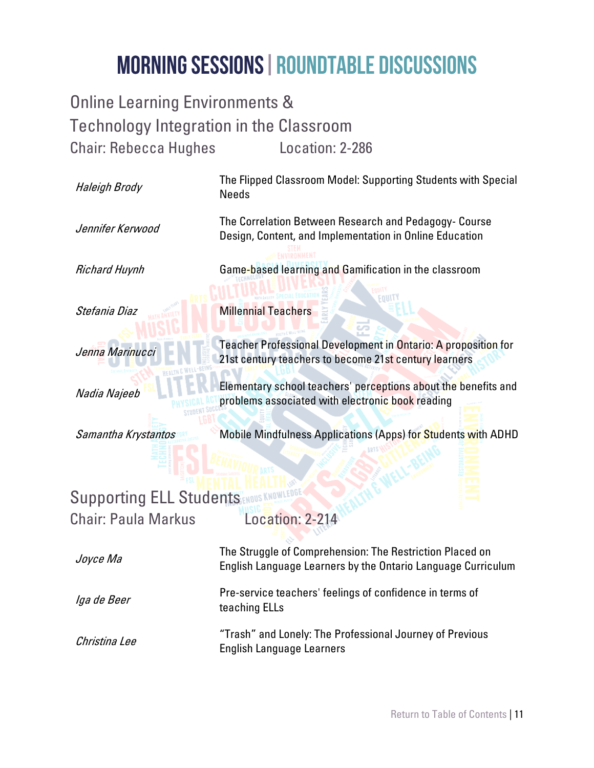# MORNING SESSIONS | ROUNDTABLE DISCUSSIONS

## Online Learning Environments & Technology Integration in the Classroom

Chair: Rebecca Hughes Location: 2-286

| | |
|---|---|
| *Haleigh Brody* | The Flipped Classroom Model: Supporting Students with Special Needs |
| *Jennifer Kerwood* | The Correlation Between Research and Pedagogy- Course Design, Content, and Implementation in Online Education |
| *Richard Huynh* | Game-based learning and Gamification in the classroom |
| *Stefania Diaz* | Millennial Teachers |
| *Jenna Marinucci* | Teacher Professional Development in Ontario: A proposition for 21st century teachers to become 21st century learners |
| *Nadia Najeeb* | Elementary school teachers' perceptions about the benefits and problems associated with electronic book reading |
| *Samantha Krystantos* | Mobile Mindfulness Applications (Apps) for Students with ADHD |

## Supporting ELL Students

Chair: Paula Markus Location: 2-214

| | |
|---|---|
| *Joyce Ma* | The Struggle of Comprehension: The Restriction Placed on English Language Learners by the Ontario Language Curriculum |
| *Iga de Beer* | Pre-service teachers' feelings of confidence in terms of teaching ELLs |
| *Christina Lee* | "Trash" and Lonely: The Professional Journey of Previous English Language Learners |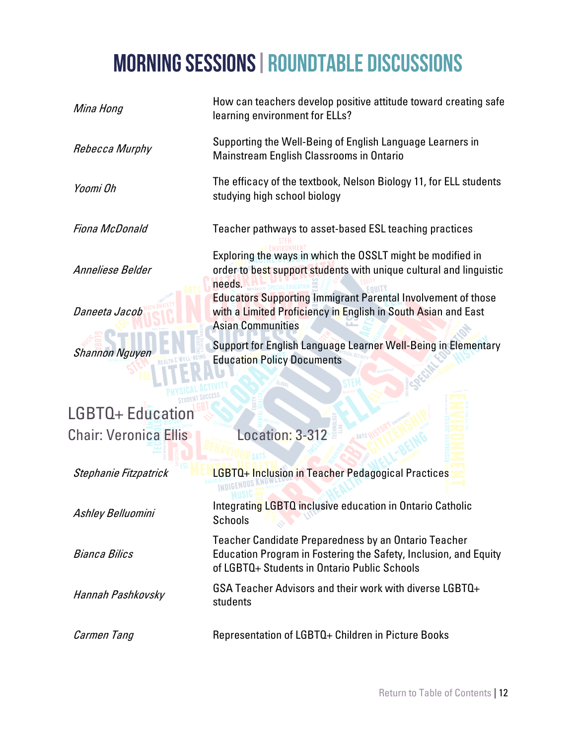# MORNING SESSIONS | ROUNDTABLE DISCUSSIONS

| | |
|---|---|
| *Mina Hong* | How can teachers develop positive attitude toward creating safe learning environment for ELLs? |
| *Rebecca Murphy* | Supporting the Well-Being of English Language Learners in Mainstream English Classrooms in Ontario |
| *Yoomi Oh* | The efficacy of the textbook, Nelson Biology 11, for ELL students studying high school biology |
| *Fiona McDonald* | Teacher pathways to asset-based ESL teaching practices |
| *Anneliese Belder* | Exploring the ways in which the OSSLT might be modified in order to best support students with unique cultural and linguistic needs. |
| *Daneeta Jacob* | Educators Supporting Immigrant Parental Involvement of those with a Limited Proficiency in English in South Asian and East Asian Communities |
| *Shannon Nguyen* | Support for English Language Learner Well-Being in Elementary Education Policy Documents |

## LGBTQ+ Education

Chair: Veronica Ellis    Location: 3-312

| | |
|---|---|
| *Stephanie Fitzpatrick* | LGBTQ+ Inclusion in Teacher Pedagogical Practices |
| *Ashley Belluomini* | Integrating LGBTQ inclusive education in Ontario Catholic Schools |
| *Bianca Bilics* | Teacher Candidate Preparedness by an Ontario Teacher Education Program in Fostering the Safety, Inclusion, and Equity of LGBTQ+ Students in Ontario Public Schools |
| *Hannah Pashkovsky* | GSA Teacher Advisors and their work with diverse LGBTQ+ students |
| *Carmen Tang* | Representation of LGBTQ+ Children in Picture Books |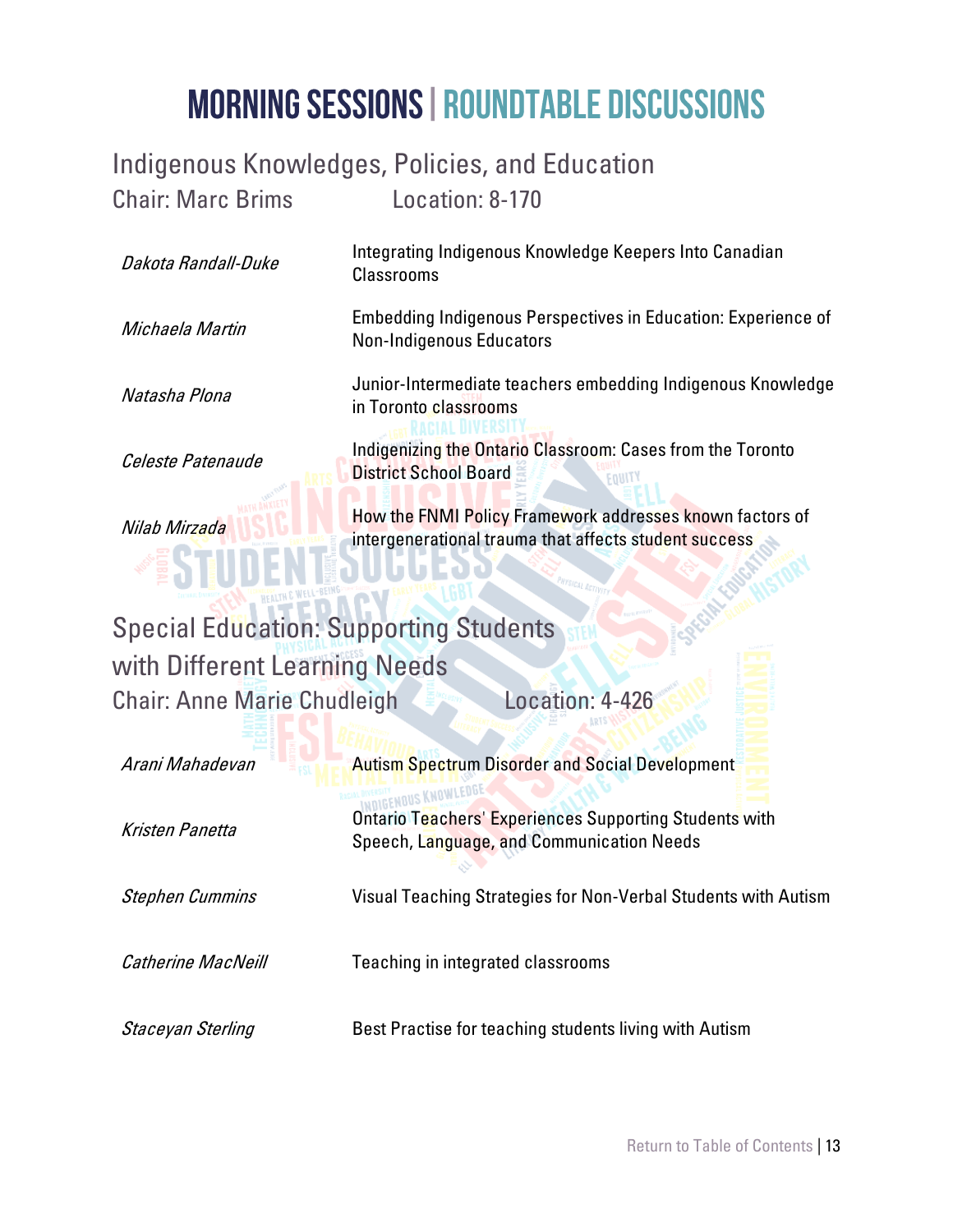# MORNING SESSIONS | ROUNDTABLE DISCUSSIONS

## Indigenous Knowledges, Policies, and Education

Chair: Marc Brims Location: 8-170

| | |
|---|---|
| *Dakota Randall-Duke* | Integrating Indigenous Knowledge Keepers Into Canadian Classrooms |
| *Michaela Martin* | Embedding Indigenous Perspectives in Education: Experience of Non-Indigenous Educators |
| *Natasha Plona* | Junior-Intermediate teachers embedding Indigenous Knowledge in Toronto classrooms |
| *Celeste Patenaude* | Indigenizing the Ontario Classroom: Cases from the Toronto District School Board |
| *Nilab Mirzada* | How the FNMI Policy Framework addresses known factors of intergenerational trauma that affects student success |

## Special Education: Supporting Students with Different Learning Needs

Chair: Anne Marie Chudleigh Location: 4-426

| | |
|---|---|
| *Arani Mahadevan* | Autism Spectrum Disorder and Social Development |
| *Kristen Panetta* | Ontario Teachers' Experiences Supporting Students with Speech, Language, and Communication Needs |
| *Stephen Cummins* | Visual Teaching Strategies for Non-Verbal Students with Autism |
| *Catherine MacNeill* | Teaching in integrated classrooms |
| *Staceyan Sterling* | Best Practise for teaching students living with Autism |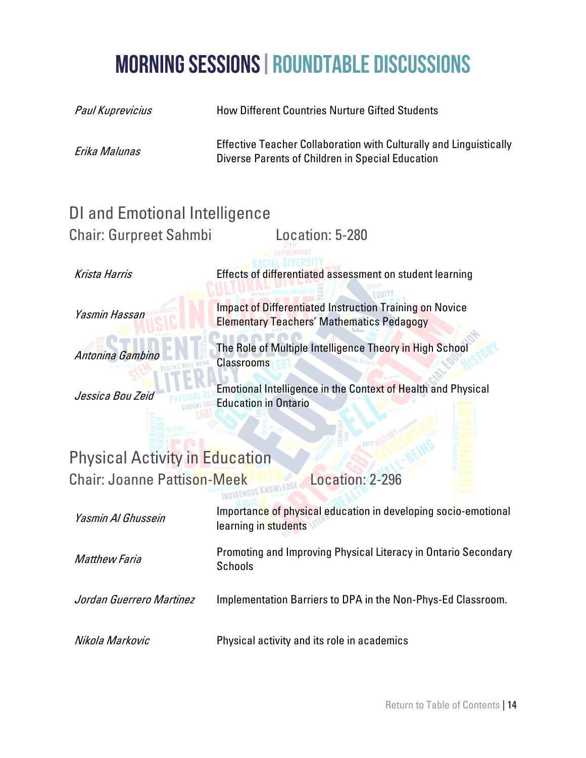# MORNING SESSIONS | ROUNDTABLE DISCUSSIONS

| | |
|---|---|
| *Paul Kuprevicius* | How Different Countries Nurture Gifted Students |
| *Erika Malunas* | Effective Teacher Collaboration with Culturally and Linguistically Diverse Parents of Children in Special Education |

## DI and Emotional Intelligence

Chair: Gurpreet Sahmbi Location: 5-280

| | |
|---|---|
| *Krista Harris* | Effects of differentiated assessment on student learning |
| *Yasmin Hassan* | Impact of Differentiated Instruction Training on Novice Elementary Teachers' Mathematics Pedagogy |
| *Antonina Gambino* | The Role of Multiple Intelligence Theory in High School Classrooms |
| *Jessica Bou Zeid* | Emotional Intelligence in the Context of Health and Physical Education in Ontario |

## Physical Activity in Education

Chair: Joanne Pattison-Meek Location: 2-296

| | |
|---|---|
| *Yasmin Al Ghussein* | Importance of physical education in developing socio-emotional learning in students |
| *Matthew Faria* | Promoting and Improving Physical Literacy in Ontario Secondary Schools |
| *Jordan Guerrero Martinez* | Implementation Barriers to DPA in the Non-Phys-Ed Classroom. |
| *Nikola Markovic* | Physical activity and its role in academics |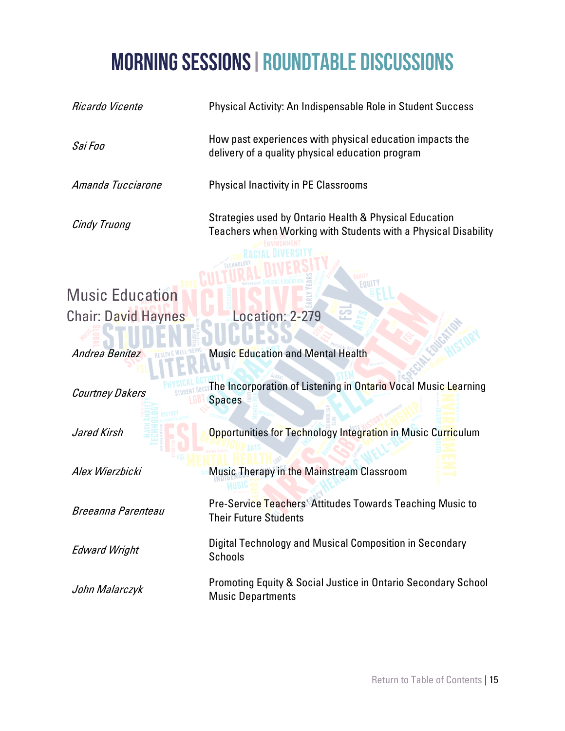# MORNING SESSIONS | ROUNDTABLE DISCUSSIONS

| | |
|---|---|
| *Ricardo Vicente* | Physical Activity: An Indispensable Role in Student Success |
| *Sai Foo* | How past experiences with physical education impacts the delivery of a quality physical education program |
| *Amanda Tucciarone* | Physical Inactivity in PE Classrooms |
| *Cindy Truong* | Strategies used by Ontario Health & Physical Education Teachers when Working with Students with a Physical Disability |

## Music Education

Chair: David Haynes Location: 2-279

| | |
|---|---|
| *Andrea Benitez* | Music Education and Mental Health |
| *Courtney Dakers* | The Incorporation of Listening in Ontario Vocal Music Learning Spaces |
| *Jared Kirsh* | Opportunities for Technology Integration in Music Curriculum |
| *Alex Wierzbicki* | Music Therapy in the Mainstream Classroom |
| *Breeanna Parenteau* | Pre-Service Teachers' Attitudes Towards Teaching Music to Their Future Students |
| *Edward Wright* | Digital Technology and Musical Composition in Secondary Schools |
| *John Malarczyk* | Promoting Equity & Social Justice in Ontario Secondary School Music Departments |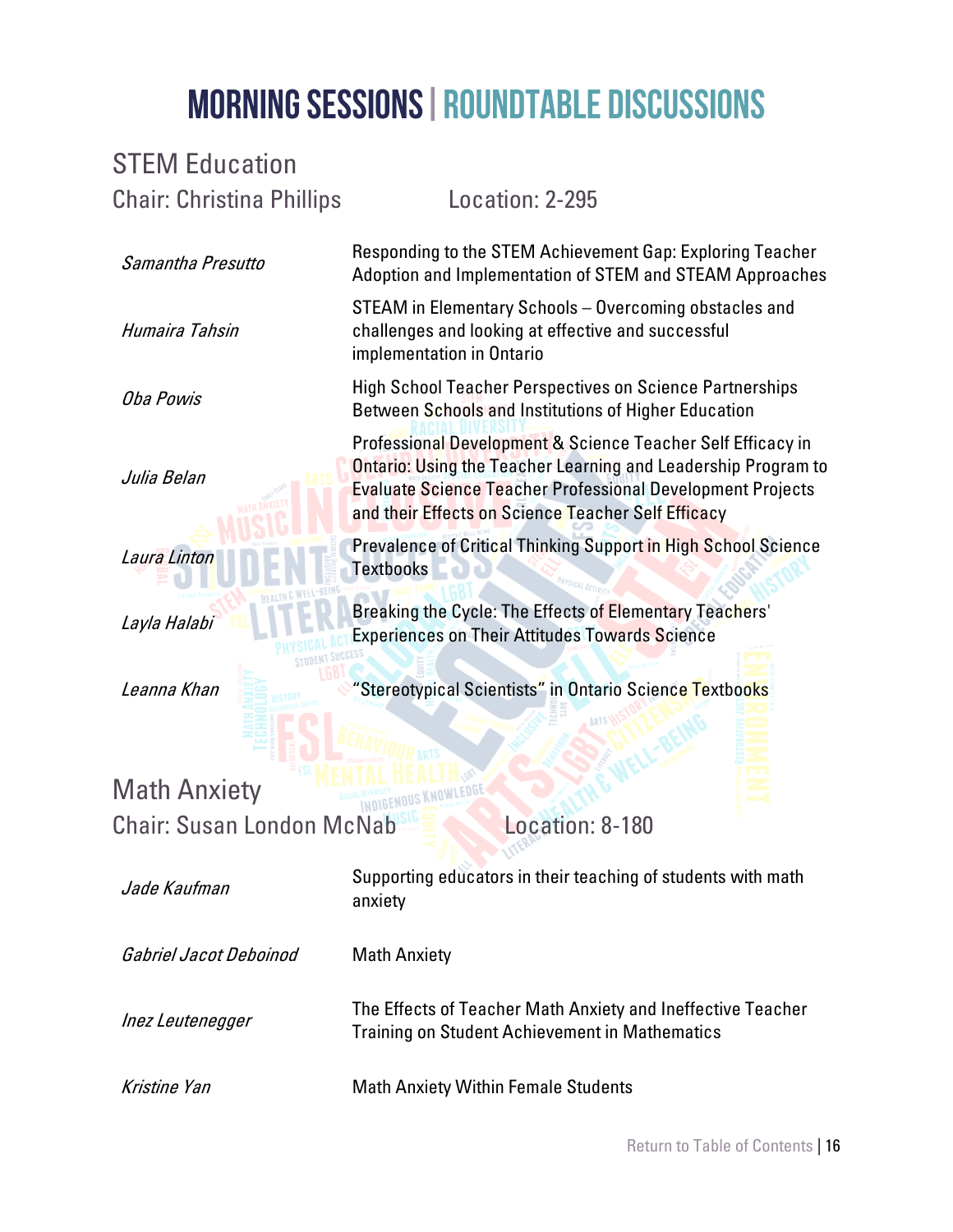# MORNING SESSIONS | ROUNDTABLE DISCUSSIONS

## STEM Education

Chair: Christina Phillips Location: 2-295

| | |
|---|---|
| *Samantha Presutto* | Responding to the STEM Achievement Gap: Exploring Teacher Adoption and Implementation of STEM and STEAM Approaches |
| *Humaira Tahsin* | STEAM in Elementary Schools – Overcoming obstacles and challenges and looking at effective and successful implementation in Ontario |
| *Oba Powis* | High School Teacher Perspectives on Science Partnerships Between Schools and Institutions of Higher Education |
| *Julia Belan* | Professional Development & Science Teacher Self Efficacy in Ontario: Using the Teacher Learning and Leadership Program to Evaluate Science Teacher Professional Development Projects and their Effects on Science Teacher Self Efficacy |
| *Laura Linton* | Prevalence of Critical Thinking Support in High School Science Textbooks |
| *Layla Halabi* | Breaking the Cycle: The Effects of Elementary Teachers' Experiences on Their Attitudes Towards Science |
| *Leanna Khan* | "Stereotypical Scientists" in Ontario Science Textbooks |

## Math Anxiety

Chair: Susan London McNab Location: 8-180

| | |
|---|---|
| *Jade Kaufman* | Supporting educators in their teaching of students with math anxiety |
| *Gabriel Jacot Deboinod* | Math Anxiety |
| *Inez Leutenegger* | The Effects of Teacher Math Anxiety and Ineffective Teacher Training on Student Achievement in Mathematics |
| *Kristine Yan* | Math Anxiety Within Female Students |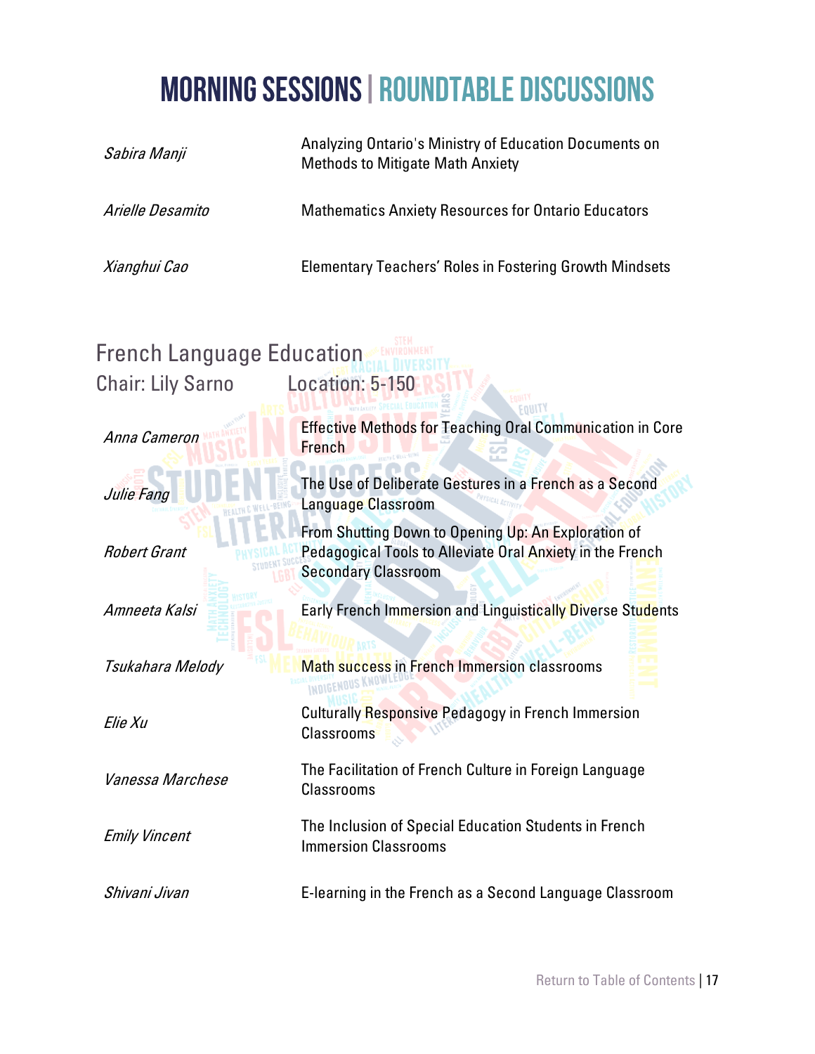# MORNING SESSIONS | ROUNDTABLE DISCUSSIONS

| | |
|---|---|
| *Sabira Manji* | Analyzing Ontario's Ministry of Education Documents on Methods to Mitigate Math Anxiety |
| *Arielle Desamito* | Mathematics Anxiety Resources for Ontario Educators |
| *Xianghui Cao* | Elementary Teachers' Roles in Fostering Growth Mindsets |

## French Language Education

Chair: Lily Sarno Location: 5-150

| | |
|---|---|
| *Anna Cameron* | Effective Methods for Teaching Oral Communication in Core French |
| *Julie Fang* | The Use of Deliberate Gestures in a French as a Second Language Classroom |
| *Robert Grant* | From Shutting Down to Opening Up: An Exploration of Pedagogical Tools to Alleviate Oral Anxiety in the French Secondary Classroom |
| *Amneeta Kalsi* | Early French Immersion and Linguistically Diverse Students |
| *Tsukahara Melody* | Math success in French Immersion classrooms |
| *Elie Xu* | Culturally Responsive Pedagogy in French Immersion Classrooms |
| *Vanessa Marchese* | The Facilitation of French Culture in Foreign Language Classrooms |
| *Emily Vincent* | The Inclusion of Special Education Students in French Immersion Classrooms |
| *Shivani Jivan* | E-learning in the French as a Second Language Classroom |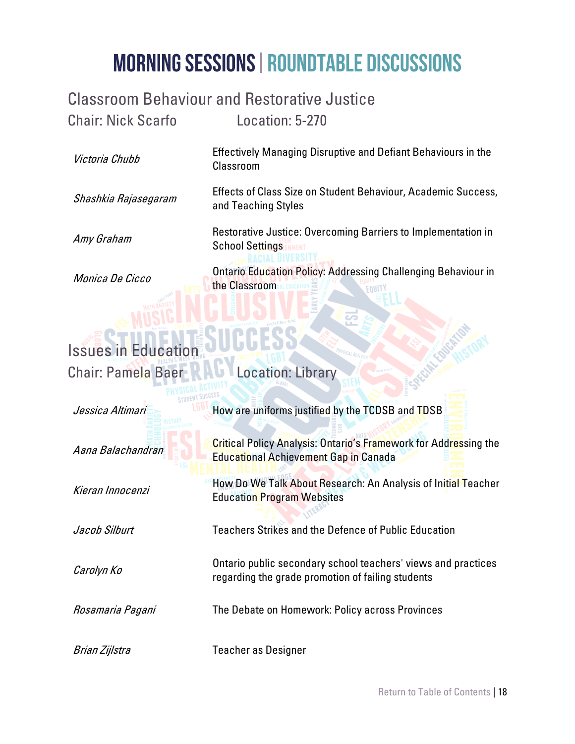# MORNING SESSIONS | ROUNDTABLE DISCUSSIONS

## Classroom Behaviour and Restorative Justice

Chair: Nick Scarfo Location: 5-270

| | |
|---|---|
| *Victoria Chubb* | Effectively Managing Disruptive and Defiant Behaviours in the Classroom |
| *Shashkia Rajasegaram* | Effects of Class Size on Student Behaviour, Academic Success, and Teaching Styles |
| *Amy Graham* | Restorative Justice: Overcoming Barriers to Implementation in School Settings |
| *Monica De Cicco* | Ontario Education Policy: Addressing Challenging Behaviour in the Classroom |

## Issues in Education

Chair: Pamela Baer Location: Library

| | |
|---|---|
| *Jessica Altimari* | How are uniforms justified by the TCDSB and TDSB |
| *Aana Balachandran* | Critical Policy Analysis: Ontario's Framework for Addressing the Educational Achievement Gap in Canada |
| *Kieran Innocenzi* | How Do We Talk About Research: An Analysis of Initial Teacher Education Program Websites |
| *Jacob Silburt* | Teachers Strikes and the Defence of Public Education |
| *Carolyn Ko* | Ontario public secondary school teachers' views and practices regarding the grade promotion of failing students |
| *Rosamaria Pagani* | The Debate on Homework: Policy across Provinces |
| *Brian Zijlstra* | Teacher as Designer |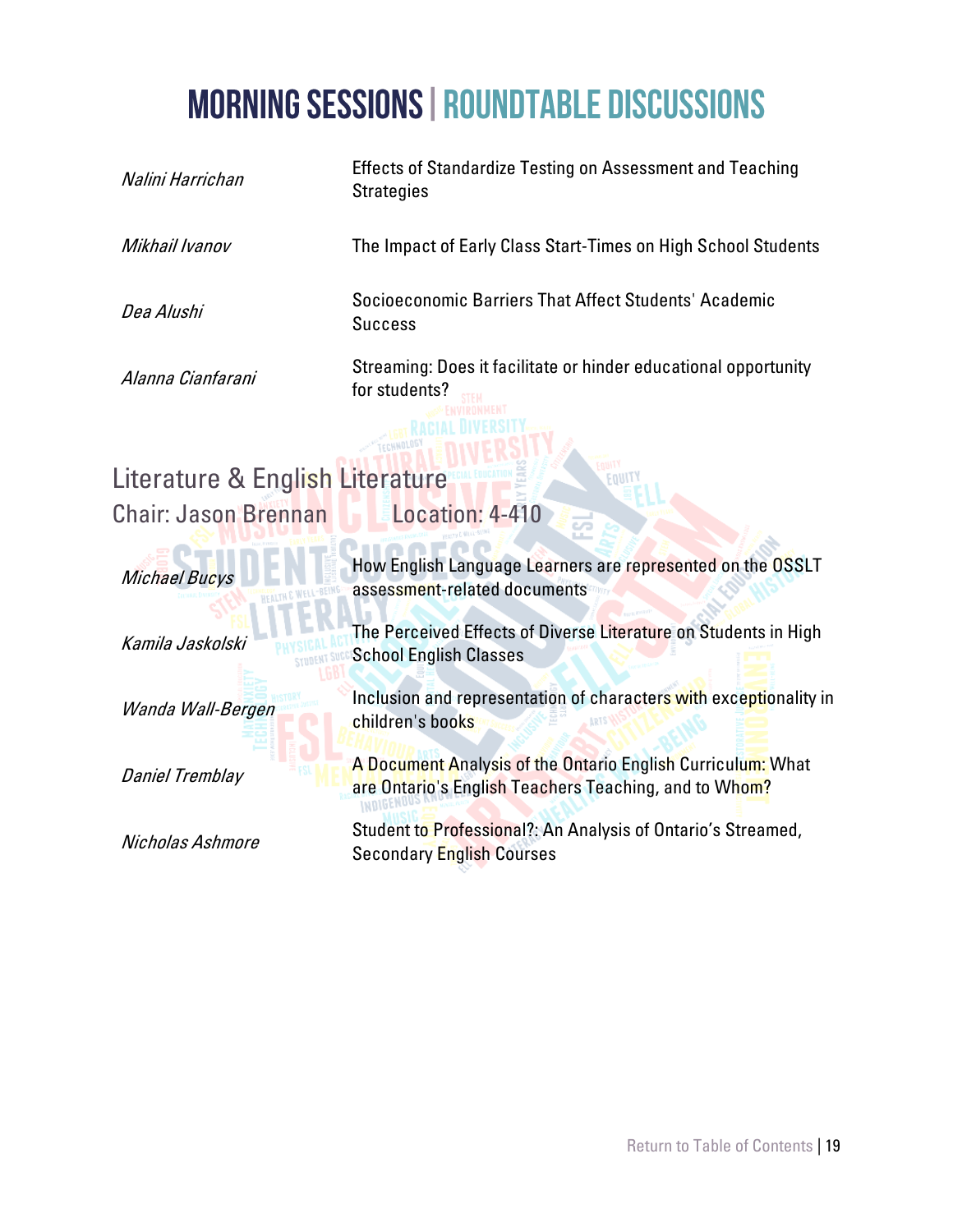# MORNING SESSIONS | ROUNDTABLE DISCUSSIONS

| | |
|---|---|
| *Nalini Harrichan* | Effects of Standardize Testing on Assessment and Teaching Strategies |
| *Mikhail Ivanov* | The Impact of Early Class Start-Times on High School Students |
| *Dea Alushi* | Socioeconomic Barriers That Affect Students' Academic Success |
| *Alanna Cianfarani* | Streaming: Does it facilitate or hinder educational opportunity for students? |

## Literature & English Literature

Chair: Jason Brennan Location: 4-410

| | |
|---|---|
| *Michael Bucys* | How English Language Learners are represented on the OSSLT assessment-related documents |
| *Kamila Jaskolski* | The Perceived Effects of Diverse Literature on Students in High School English Classes |
| *Wanda Wall-Bergen* | Inclusion and representation of characters with exceptionality in children's books |
| *Daniel Tremblay* | A Document Analysis of the Ontario English Curriculum: What are Ontario's English Teachers Teaching, and to Whom? |
| *Nicholas Ashmore* | Student to Professional?: An Analysis of Ontario's Streamed, Secondary English Courses |

Return to Table of Contents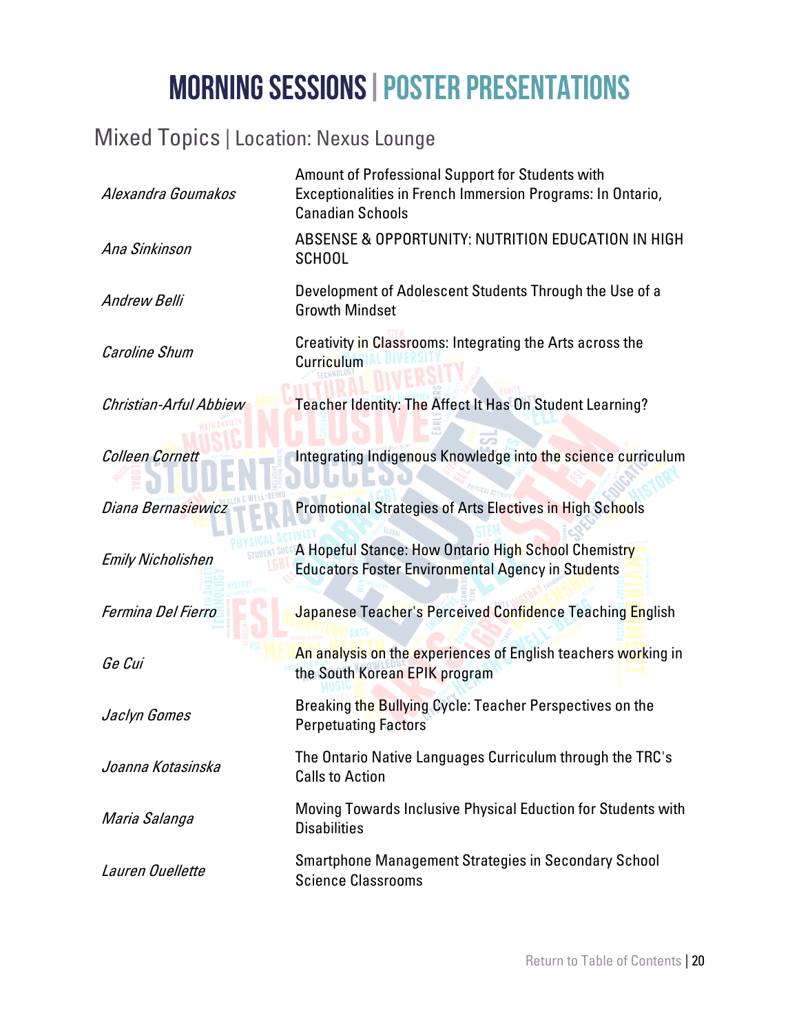# MORNING SESSIONS | POSTER PRESENTATIONS

## Mixed Topics | Location: Nexus Lounge

| | |
|---|---|
| *Alexandra Goumakos* | Amount of Professional Support for Students with Exceptionalities in French Immersion Programs: In Ontario, Canadian Schools |
| *Ana Sinkinson* | ABSENSE & OPPORTUNITY: NUTRITION EDUCATION IN HIGH SCHOOL |
| *Andrew Belli* | Development of Adolescent Students Through the Use of a Growth Mindset |
| *Caroline Shum* | Creativity in Classrooms: Integrating the Arts across the Curriculum |
| *Christian-Arful Abbiew* | Teacher Identity: The Affect It Has On Student Learning? |
| *Colleen Cornett* | Integrating Indigenous Knowledge into the science curriculum |
| *Diana Bernasiewicz* | Promotional Strategies of Arts Electives in High Schools |
| *Emily Nicholishen* | A Hopeful Stance: How Ontario High School Chemistry Educators Foster Environmental Agency in Students |
| *Fermina Del Fierro* | Japanese Teacher's Perceived Confidence Teaching English |
| *Ge Cui* | An analysis on the experiences of English teachers working in the South Korean EPIK program |
| *Jaclyn Gomes* | Breaking the Bullying Cycle: Teacher Perspectives on the Perpetuating Factors |
| *Joanna Kotasinska* | The Ontario Native Languages Curriculum through the TRC's Calls to Action |
| *Maria Salanga* | Moving Towards Inclusive Physical Eduction for Students with Disabilities |
| *Lauren Ouellette* | Smartphone Management Strategies in Secondary School Science Classrooms |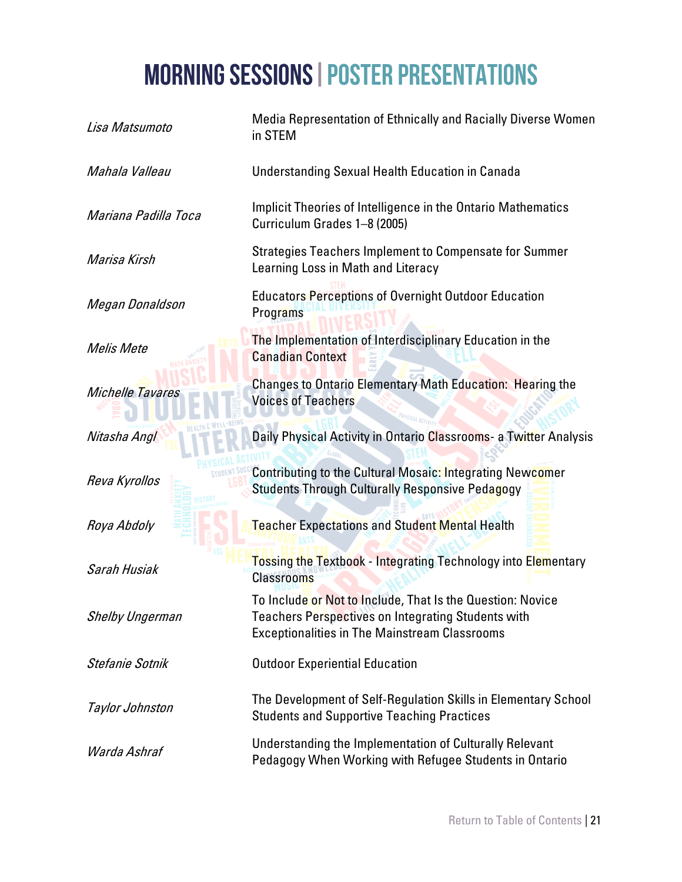# MORNING SESSIONS | POSTER PRESENTATIONS

| | |
|---|---|
| *Lisa Matsumoto* | Media Representation of Ethnically and Racially Diverse Women in STEM |
| *Mahala Valleau* | Understanding Sexual Health Education in Canada |
| *Mariana Padilla Toca* | Implicit Theories of Intelligence in the Ontario Mathematics Curriculum Grades 1–8 (2005) |
| *Marisa Kirsh* | Strategies Teachers Implement to Compensate for Summer Learning Loss in Math and Literacy |
| *Megan Donaldson* | Educators Perceptions of Overnight Outdoor Education Programs |
| *Melis Mete* | The Implementation of Interdisciplinary Education in the Canadian Context |
| *Michelle Tavares* | Changes to Ontario Elementary Math Education: Hearing the Voices of Teachers |
| *Nitasha Angl* | Daily Physical Activity in Ontario Classrooms- a Twitter Analysis |
| *Reva Kyrollos* | Contributing to the Cultural Mosaic: Integrating Newcomer Students Through Culturally Responsive Pedagogy |
| *Roya Abdoly* | Teacher Expectations and Student Mental Health |
| *Sarah Husiak* | Tossing the Textbook - Integrating Technology into Elementary Classrooms |
| *Shelby Ungerman* | To Include or Not to Include, That Is the Question: Novice Teachers Perspectives on Integrating Students with Exceptionalities in The Mainstream Classrooms |
| *Stefanie Sotnik* | Outdoor Experiential Education |
| *Taylor Johnston* | The Development of Self-Regulation Skills in Elementary School Students and Supportive Teaching Practices |
| *Warda Ashraf* | Understanding the Implementation of Culturally Relevant Pedagogy When Working with Refugee Students in Ontario |

Return to Table of Contents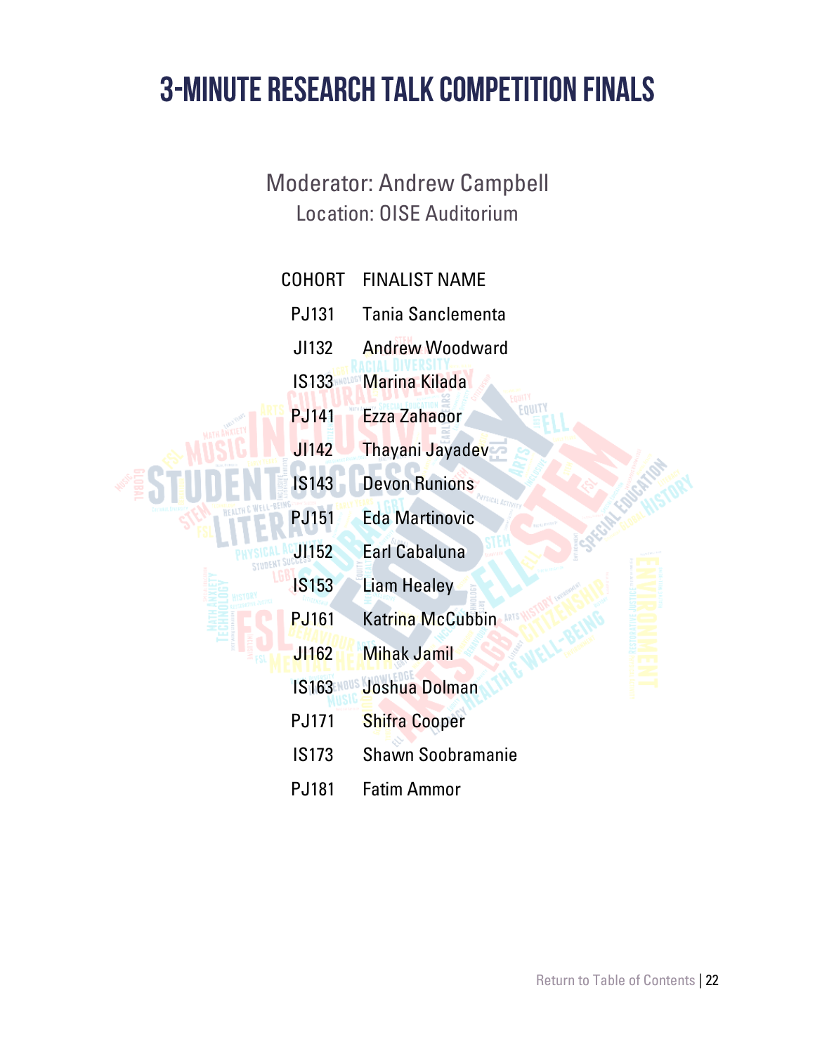# 3-Minute Research Talk Competition Finals

Moderator: Andrew Campbell

Location: OISE Auditorium

| COHORT | FINALIST NAME |
| --- | --- |
| PJ131 | Tania Sanclementa |
| JI132 | Andrew Woodward |
| IS133 | Marina Kilada |
| PJ141 | Ezza Zahaoor |
| JI142 | Thayani Jayadev |
| IS143 | Devon Runions |
| PJ151 | Eda Martinovic |
| JI152 | Earl Cabaluna |
| IS153 | Liam Healey |
| PJ161 | Katrina McCubbin |
| JI162 | Mihak Jamil |
| IS163 | Joshua Dolman |
| PJ171 | Shifra Cooper |
| IS173 | Shawn Soobramanie |
| PJ181 | Fatim Ammor |

Return to Table of Contents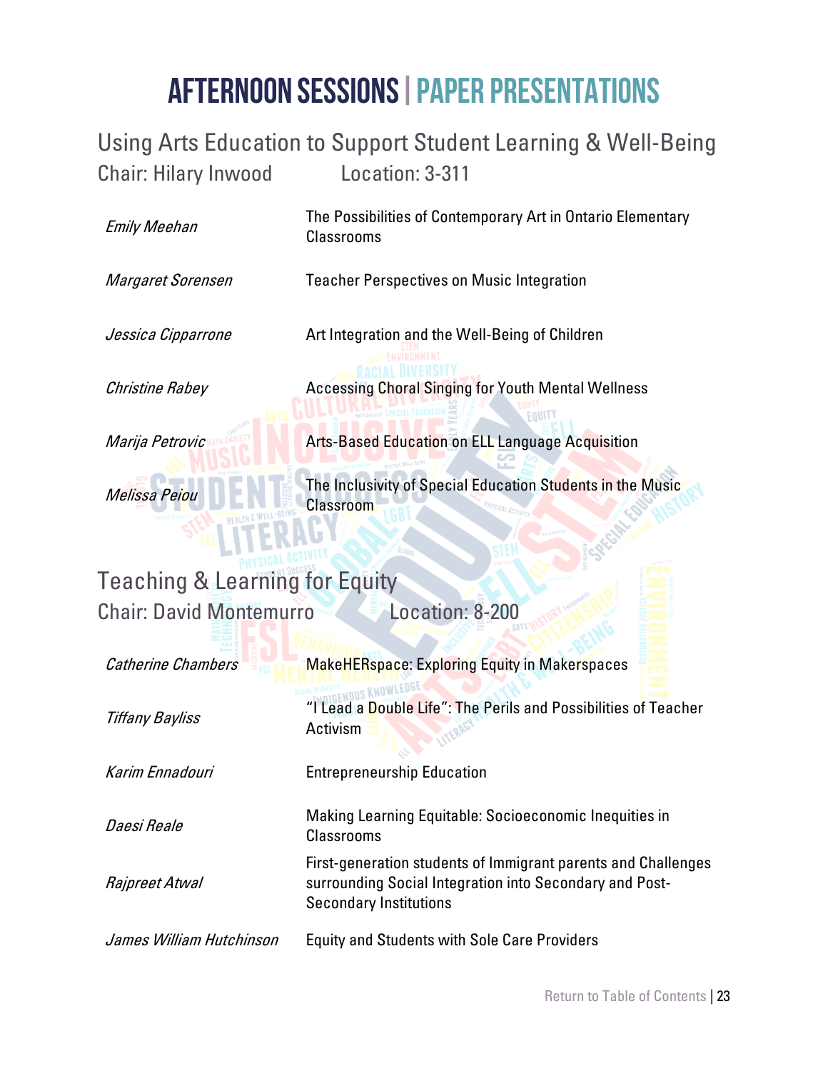# AFTERNOON SESSIONS | PAPER PRESENTATIONS

## Using Arts Education to Support Student Learning & Well-Being

Chair: Hilary Inwood    Location: 3-311

| | |
|---|---|
| *Emily Meehan* | The Possibilities of Contemporary Art in Ontario Elementary Classrooms |
| *Margaret Sorensen* | Teacher Perspectives on Music Integration |
| *Jessica Cipparrone* | Art Integration and the Well-Being of Children |
| *Christine Rabey* | Accessing Choral Singing for Youth Mental Wellness |
| *Marija Petrovic* | Arts-Based Education on ELL Language Acquisition |
| *Melissa Peiou* | The Inclusivity of Special Education Students in the Music Classroom |

## Teaching & Learning for Equity

Chair: David Montemurro    Location: 8-200

| | |
|---|---|
| *Catherine Chambers* | MakeHERspace: Exploring Equity in Makerspaces |
| *Tiffany Bayliss* | "I Lead a Double Life": The Perils and Possibilities of Teacher Activism |
| *Karim Ennadouri* | Entrepreneurship Education |
| *Daesi Reale* | Making Learning Equitable: Socioeconomic Inequities in Classrooms |
| *Rajpreet Atwal* | First-generation students of Immigrant parents and Challenges surrounding Social Integration into Secondary and Post-Secondary Institutions |
| *James William Hutchinson* | Equity and Students with Sole Care Providers |

Return to Table of Contents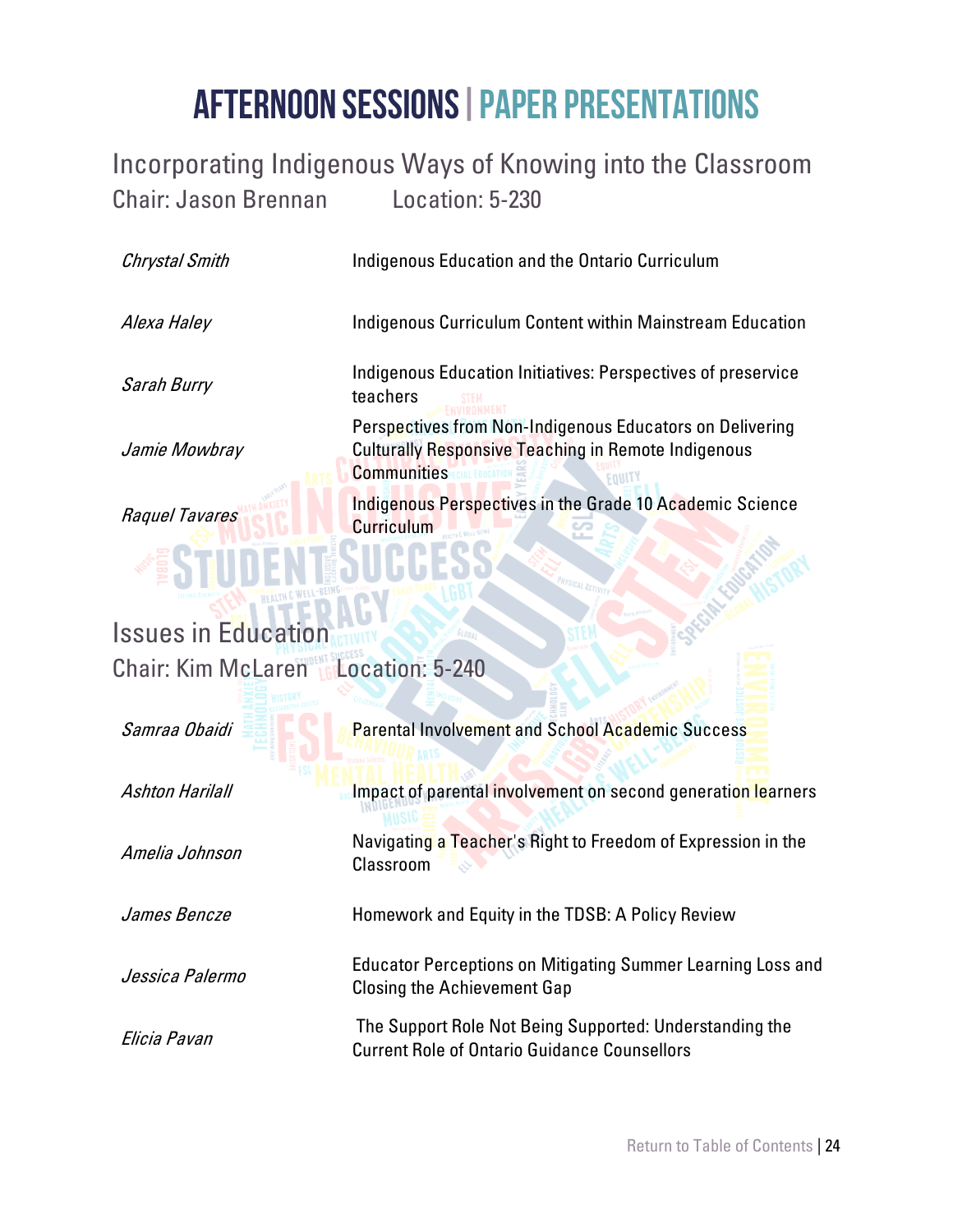# AFTERNOON SESSIONS | PAPER PRESENTATIONS

## Incorporating Indigenous Ways of Knowing into the Classroom

Chair: Jason Brennan        Location: 5-230

| | |
|---|---|
| *Chrystal Smith* | Indigenous Education and the Ontario Curriculum |
| *Alexa Haley* | Indigenous Curriculum Content within Mainstream Education |
| *Sarah Burry* | Indigenous Education Initiatives: Perspectives of preservice teachers |
| *Jamie Mowbray* | Perspectives from Non-Indigenous Educators on Delivering Culturally Responsive Teaching in Remote Indigenous Communities |
| *Raquel Tavares* | Indigenous Perspectives in the Grade 10 Academic Science Curriculum |

## Issues in Education

Chair: Kim McLaren        Location: 5-240

| | |
|---|---|
| *Samraa Obaidi* | Parental Involvement and School Academic Success |
| *Ashton Harilall* | Impact of parental involvement on second generation learners |
| *Amelia Johnson* | Navigating a Teacher's Right to Freedom of Expression in the Classroom |
| *James Bencze* | Homework and Equity in the TDSB: A Policy Review |
| *Jessica Palermo* | Educator Perceptions on Mitigating Summer Learning Loss and Closing the Achievement Gap |
| *Elicia Pavan* | The Support Role Not Being Supported: Understanding the Current Role of Ontario Guidance Counsellors |

Return to Table of Contents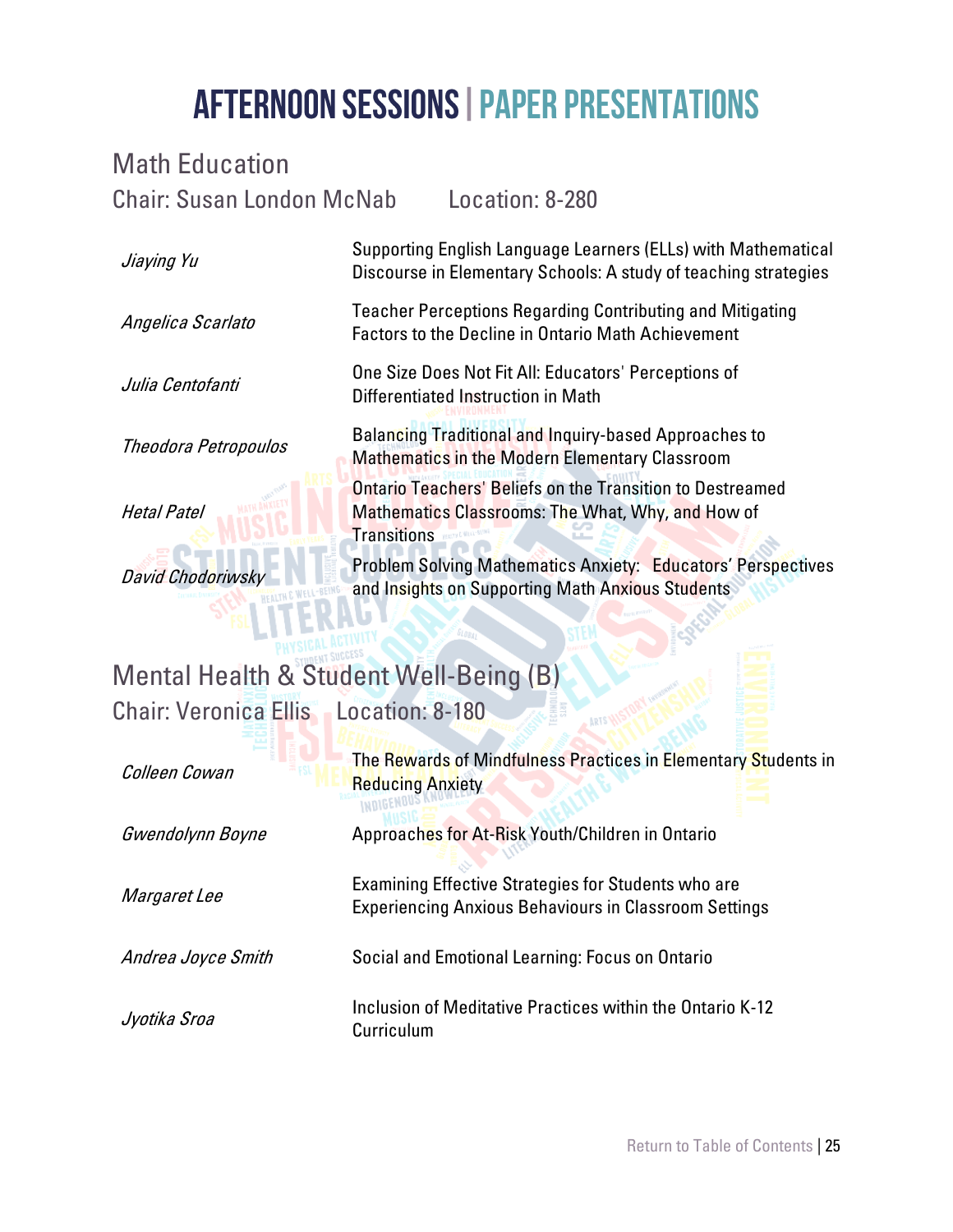# AFTERNOON SESSIONS | PAPER PRESENTATIONS

## Math Education

Chair: Susan London McNab    Location: 8-280

| | |
|---|---|
| *Jiaying Yu* | Supporting English Language Learners (ELLs) with Mathematical Discourse in Elementary Schools: A study of teaching strategies |
| *Angelica Scarlato* | Teacher Perceptions Regarding Contributing and Mitigating Factors to the Decline in Ontario Math Achievement |
| *Julia Centofanti* | One Size Does Not Fit All: Educators' Perceptions of Differentiated Instruction in Math |
| *Theodora Petropoulos* | Balancing Traditional and Inquiry-based Approaches to Mathematics in the Modern Elementary Classroom |
| *Hetal Patel* | Ontario Teachers' Beliefs on the Transition to Destreamed Mathematics Classrooms: The What, Why, and How of Transitions |
| *David Chodoriwsky* | Problem Solving Mathematics Anxiety: Educators' Perspectives and Insights on Supporting Math Anxious Students |

## Mental Health & Student Well-Being (B)

Chair: Veronica Ellis    Location: 8-180

| | |
|---|---|
| *Colleen Cowan* | The Rewards of Mindfulness Practices in Elementary Students in Reducing Anxiety |
| *Gwendolynn Boyne* | Approaches for At-Risk Youth/Children in Ontario |
| *Margaret Lee* | Examining Effective Strategies for Students who are Experiencing Anxious Behaviours in Classroom Settings |
| *Andrea Joyce Smith* | Social and Emotional Learning: Focus on Ontario |
| *Jyotika Sroa* | Inclusion of Meditative Practices within the Ontario K-12 Curriculum |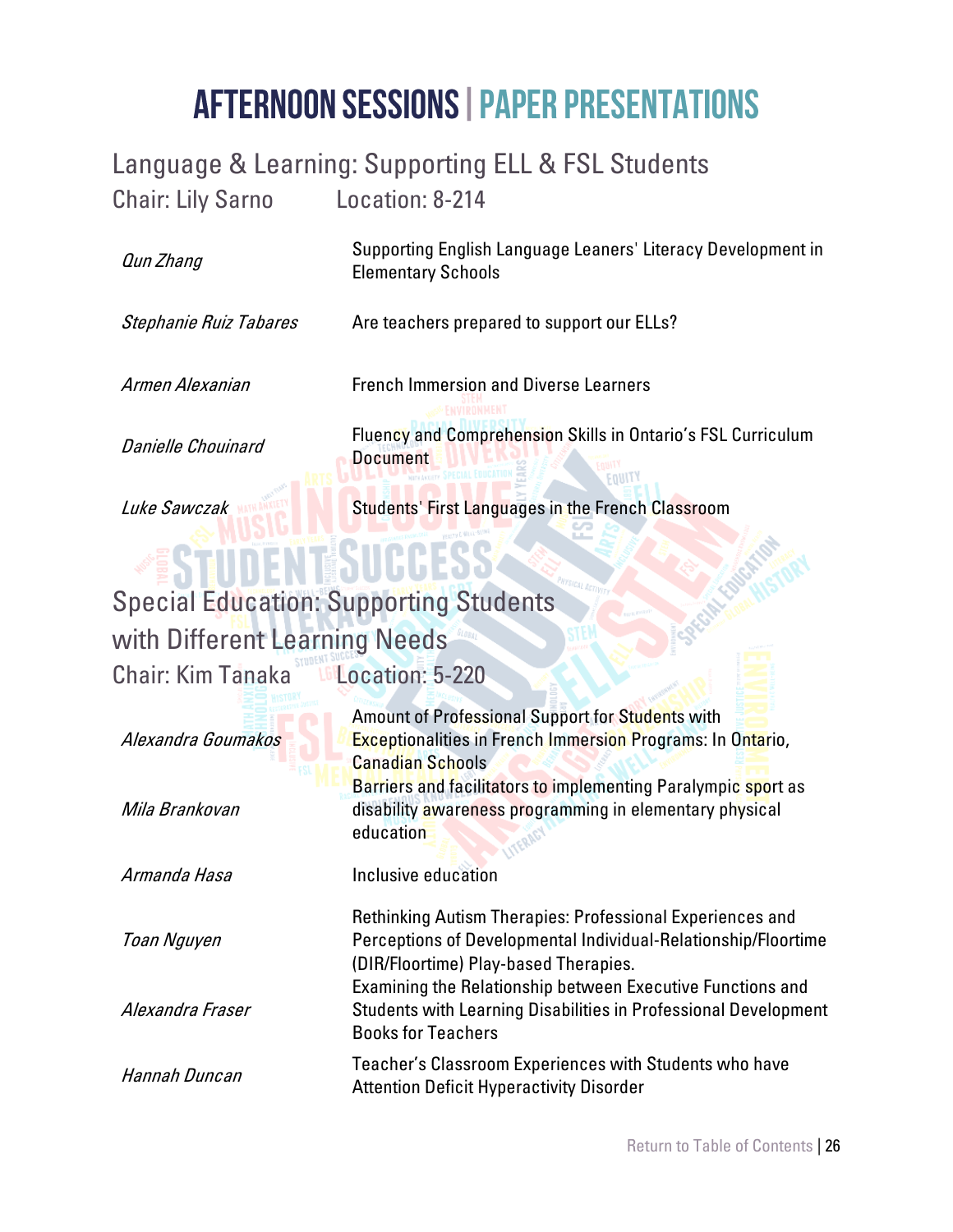# AFTERNOON SESSIONS | PAPER PRESENTATIONS

## Language & Learning: Supporting ELL & FSL Students

Chair: Lily Sarno Location: 8-214

| | |
|---|---|
| *Qun Zhang* | Supporting English Language Leaners' Literacy Development in Elementary Schools |
| *Stephanie Ruiz Tabares* | Are teachers prepared to support our ELLs? |
| *Armen Alexanian* | French Immersion and Diverse Learners |
| *Danielle Chouinard* | Fluency and Comprehension Skills in Ontario's FSL Curriculum Document |
| *Luke Sawczak* | Students' First Languages in the French Classroom |

## Special Education: Supporting Students with Different Learning Needs

Chair: Kim Tanaka Location: 5-220

| | |
|---|---|
| *Alexandra Goumakos* | Amount of Professional Support for Students with Exceptionalities in French Immersion Programs: In Ontario, Canadian Schools |
| *Mila Brankovan* | Barriers and facilitators to implementing Paralympic sport as disability awareness programming in elementary physical education |
| *Armanda Hasa* | Inclusive education |
| *Toan Nguyen* | Rethinking Autism Therapies: Professional Experiences and Perceptions of Developmental Individual-Relationship/Floortime (DIR/Floortime) Play-based Therapies. |
| *Alexandra Fraser* | Examining the Relationship between Executive Functions and Students with Learning Disabilities in Professional Development Books for Teachers |
| *Hannah Duncan* | Teacher's Classroom Experiences with Students who have Attention Deficit Hyperactivity Disorder |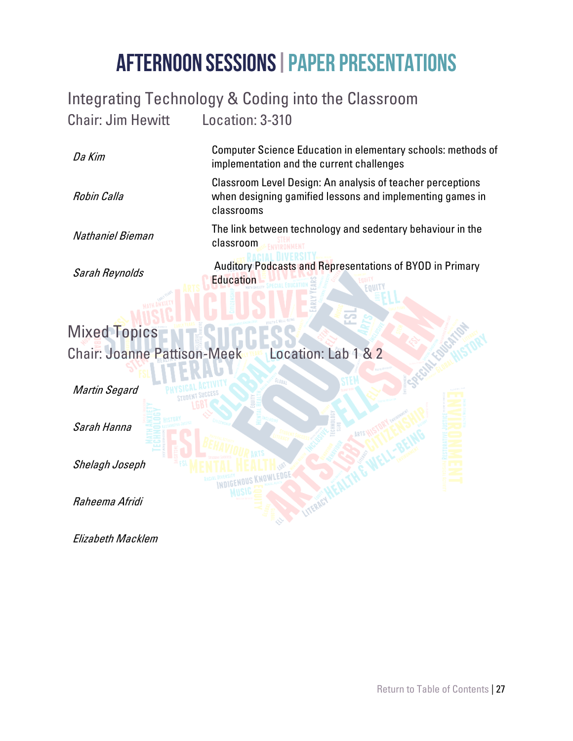# AFTERNOON SESSIONS | PAPER PRESENTATIONS

## Integrating Technology & Coding into the Classroom

Chair: Jim Hewitt Location: 3-310

| | |
|---|---|
| *Da Kim* | Computer Science Education in elementary schools: methods of implementation and the current challenges |
| *Robin Calla* | Classroom Level Design: An analysis of teacher perceptions when designing gamified lessons and implementing games in classrooms |
| *Nathaniel Bieman* | The link between technology and sedentary behaviour in the classroom |
| *Sarah Reynolds* | Auditory Podcasts and Representations of BYOD in Primary Education |

## Mixed Topics

Chair: Joanne Pattison-Meek Location: Lab 1 & 2

*Martin Segard*

*Sarah Hanna*

*Shelagh Joseph*

*Raheema Afridi*

*Elizabeth Macklem*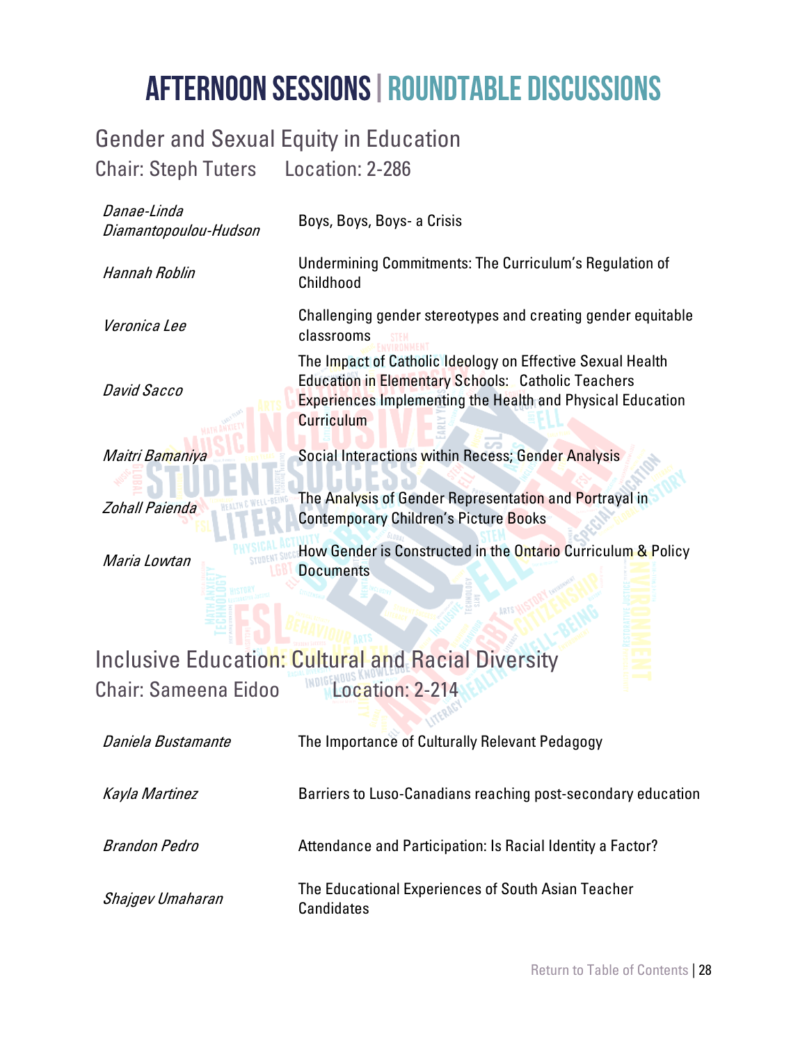# AFTERNOON SESSIONS | ROUNDTABLE DISCUSSIONS

## Gender and Sexual Equity in Education

Chair: Steph Tuters    Location: 2-286

| | |
|---|---|
| *Danae-Linda Diamantopoulou-Hudson* | Boys, Boys, Boys- a Crisis |
| *Hannah Roblin* | Undermining Commitments: The Curriculum's Regulation of Childhood |
| *Veronica Lee* | Challenging gender stereotypes and creating gender equitable classrooms |
| *David Sacco* | The Impact of Catholic Ideology on Effective Sexual Health Education in Elementary Schools: Catholic Teachers Experiences Implementing the Health and Physical Education Curriculum |
| *Maitri Bamaniya* | Social Interactions within Recess; Gender Analysis |
| *Zohall Paienda* | The Analysis of Gender Representation and Portrayal in Contemporary Children's Picture Books |
| *Maria Lowtan* | How Gender is Constructed in the Ontario Curriculum & Policy Documents |

## Inclusive Education: Cultural and Racial Diversity

Chair: Sameena Eidoo    Location: 2-214

| | |
|---|---|
| *Daniela Bustamante* | The Importance of Culturally Relevant Pedagogy |
| *Kayla Martinez* | Barriers to Luso-Canadians reaching post-secondary education |
| *Brandon Pedro* | Attendance and Participation: Is Racial Identity a Factor? |
| *Shajgev Umaharan* | The Educational Experiences of South Asian Teacher Candidates |

Return to Table of Contents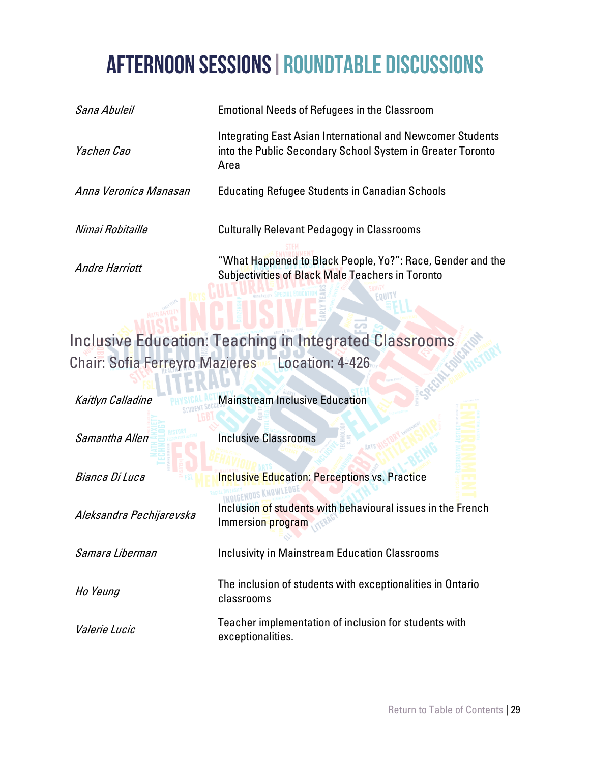# AFTERNOON SESSIONS | ROUNDTABLE DISCUSSIONS

| | |
|---|---|
| *Sana Abuleil* | Emotional Needs of Refugees in the Classroom |
| *Yachen Cao* | Integrating East Asian International and Newcomer Students into the Public Secondary School System in Greater Toronto Area |
| *Anna Veronica Manasan* | Educating Refugee Students in Canadian Schools |
| *Nimai Robitaille* | Culturally Relevant Pedagogy in Classrooms |
| *Andre Harriott* | "What Happened to Black People, Yo?": Race, Gender and the Subjectivities of Black Male Teachers in Toronto |

## Inclusive Education: Teaching in Integrated Classrooms

Chair: Sofia Ferreyro Mazieres     Location: 4-426

| | |
|---|---|
| *Kaitlyn Calladine* | Mainstream Inclusive Education |
| *Samantha Allen* | Inclusive Classrooms |
| *Bianca Di Luca* | Inclusive Education: Perceptions vs. Practice |
| *Aleksandra Pechijarevska* | Inclusion of students with behavioural issues in the French Immersion program |
| *Samara Liberman* | Inclusivity in Mainstream Education Classrooms |
| *Ho Yeung* | The inclusion of students with exceptionalities in Ontario classrooms |
| *Valerie Lucic* | Teacher implementation of inclusion for students with exceptionalities. |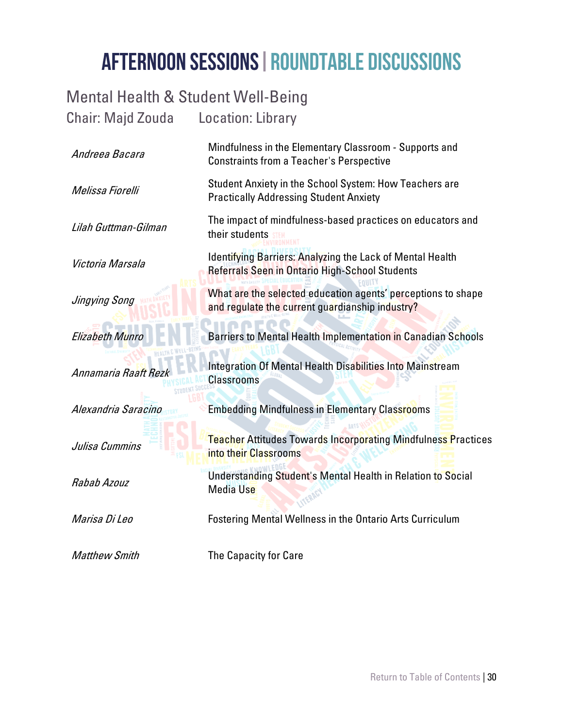# AFTERNOON SESSIONS | ROUNDTABLE DISCUSSIONS

## Mental Health & Student Well-Being

Chair: Majd Zouda Location: Library

| | |
|---|---|
| *Andreea Bacara* | Mindfulness in the Elementary Classroom - Supports and Constraints from a Teacher's Perspective |
| *Melissa Fiorelli* | Student Anxiety in the School System: How Teachers are Practically Addressing Student Anxiety |
| *Lilah Guttman-Gilman* | The impact of mindfulness-based practices on educators and their students |
| *Victoria Marsala* | Identifying Barriers: Analyzing the Lack of Mental Health Referrals Seen in Ontario High-School Students |
| *Jingying Song* | What are the selected education agents' perceptions to shape and regulate the current guardianship industry? |
| *Elizabeth Munro* | Barriers to Mental Health Implementation in Canadian Schools |
| *Annamaria Raaft Rezk* | Integration Of Mental Health Disabilities Into Mainstream Classrooms |
| *Alexandria Saracino* | Embedding Mindfulness in Elementary Classrooms |
| *Julisa Cummins* | Teacher Attitudes Towards Incorporating Mindfulness Practices into their Classrooms |
| *Rabab Azouz* | Understanding Student's Mental Health in Relation to Social Media Use |
| *Marisa Di Leo* | Fostering Mental Wellness in the Ontario Arts Curriculum |
| *Matthew Smith* | The Capacity for Care |

Return to Table of Contents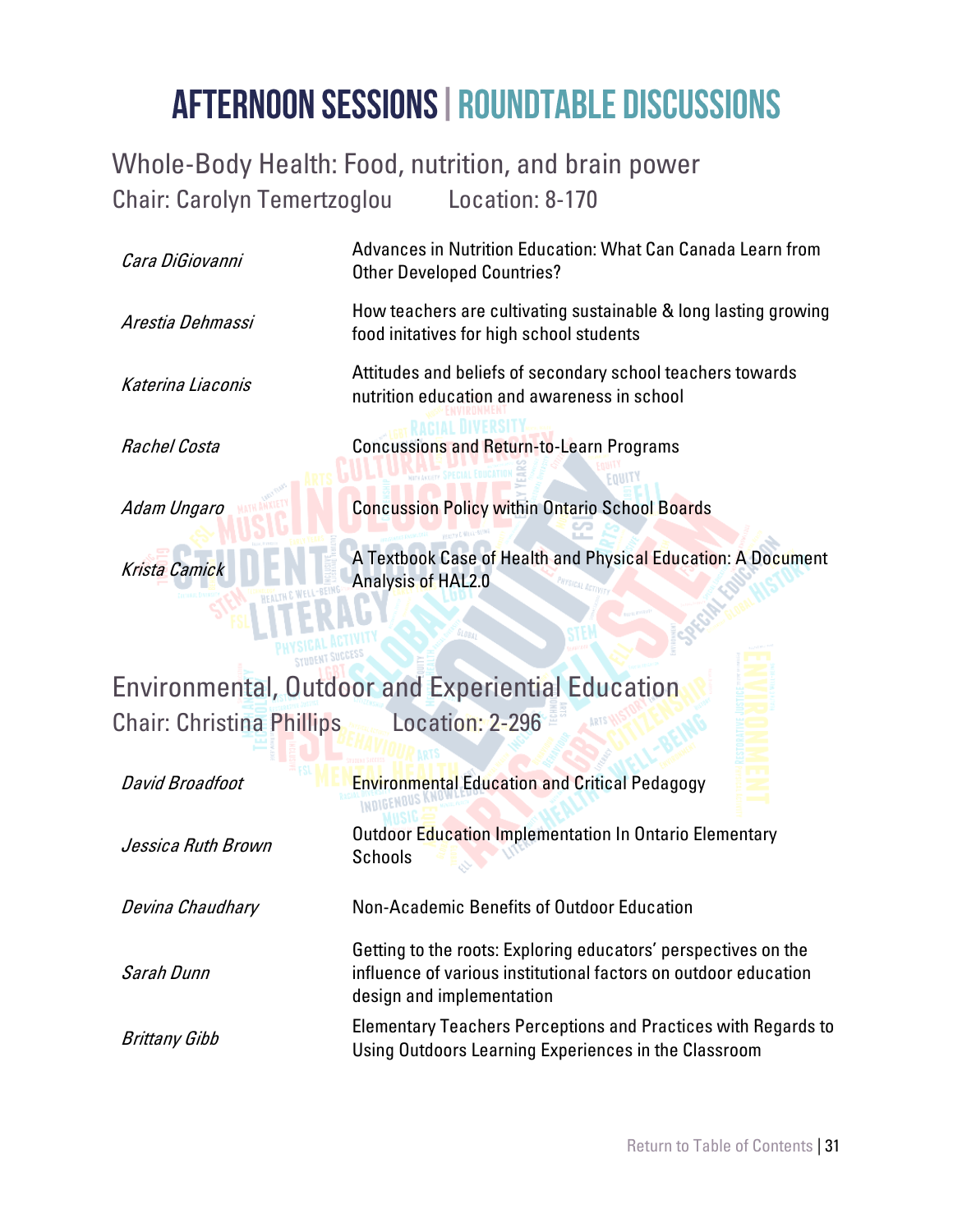# AFTERNOON SESSIONS | ROUNDTABLE DISCUSSIONS

## Whole-Body Health: Food, nutrition, and brain power

Chair: Carolyn Temertzoglou  Location: 8-170

| | |
|---|---|
| *Cara DiGiovanni* | Advances in Nutrition Education: What Can Canada Learn from Other Developed Countries? |
| *Arestia Dehmassi* | How teachers are cultivating sustainable & long lasting growing food initatives for high school students |
| *Katerina Liaconis* | Attitudes and beliefs of secondary school teachers towards nutrition education and awareness in school |
| *Rachel Costa* | Concussions and Return-to-Learn Programs |
| *Adam Ungaro* | Concussion Policy within Ontario School Boards |
| *Krista Camick* | A Textbook Case of Health and Physical Education: A Document Analysis of HAL2.0 |

## Environmental, Outdoor and Experiential Education

Chair: Christina Phillips  Location: 2-296

| | |
|---|---|
| *David Broadfoot* | Environmental Education and Critical Pedagogy |
| *Jessica Ruth Brown* | Outdoor Education Implementation In Ontario Elementary Schools |
| *Devina Chaudhary* | Non-Academic Benefits of Outdoor Education |
| *Sarah Dunn* | Getting to the roots: Exploring educators' perspectives on the influence of various institutional factors on outdoor education design and implementation |
| *Brittany Gibb* | Elementary Teachers Perceptions and Practices with Regards to Using Outdoors Learning Experiences in the Classroom |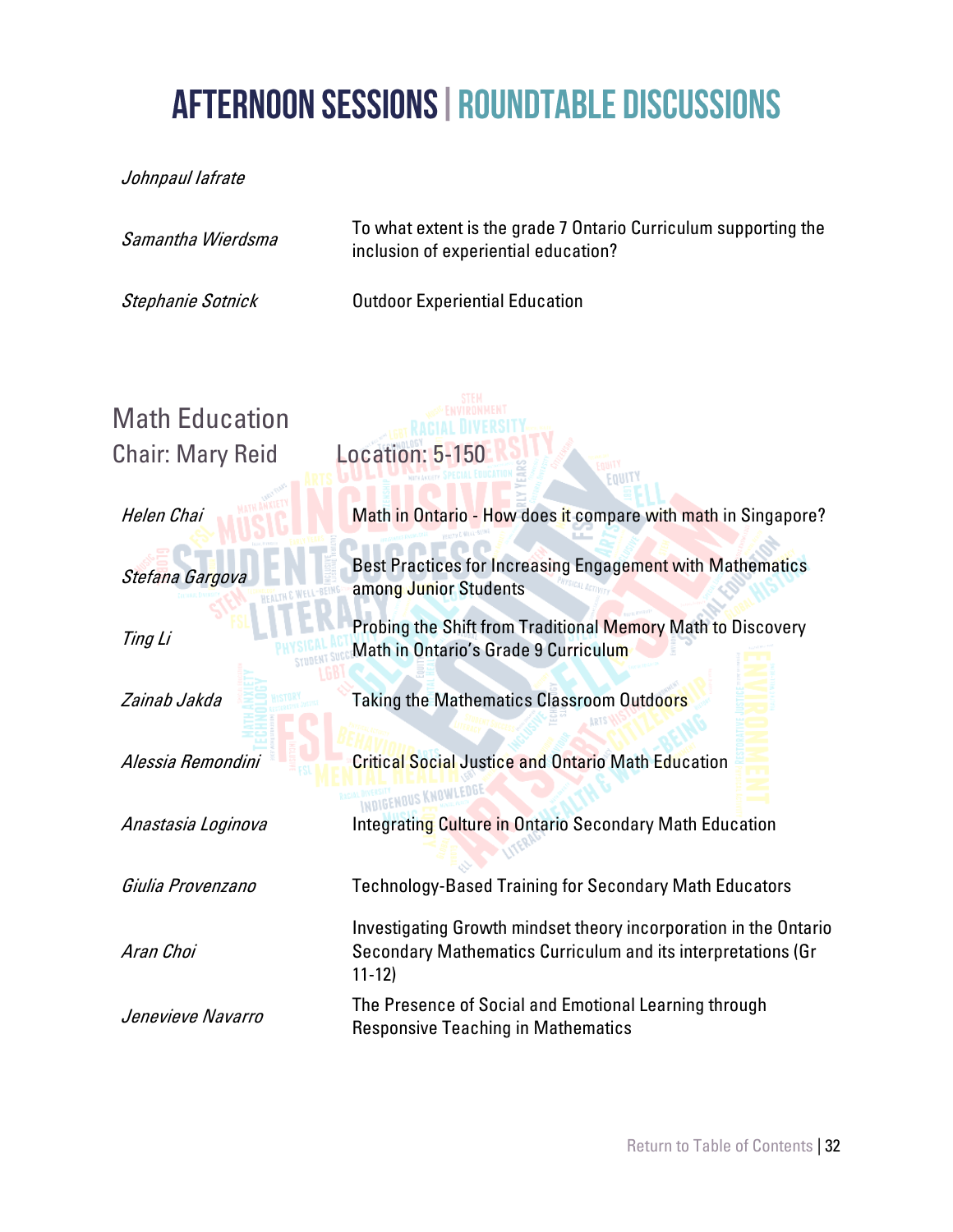# AFTERNOON SESSIONS | ROUNDTABLE DISCUSSIONS

| | |
|---|---|
| *Johnpaul Iafrate* | |
| *Samantha Wierdsma* | To what extent is the grade 7 Ontario Curriculum supporting the inclusion of experiential education? |
| *Stephanie Sotnick* | Outdoor Experiential Education |

## Math Education

Chair: Mary Reid — Location: 5-150

| | |
|---|---|
| *Helen Chai* | Math in Ontario - How does it compare with math in Singapore? |
| *Stefana Gargova* | Best Practices for Increasing Engagement with Mathematics among Junior Students |
| *Ting Li* | Probing the Shift from Traditional Memory Math to Discovery Math in Ontario's Grade 9 Curriculum |
| *Zainab Jakda* | Taking the Mathematics Classroom Outdoors |
| *Alessia Remondini* | Critical Social Justice and Ontario Math Education |
| *Anastasia Loginova* | Integrating Culture in Ontario Secondary Math Education |
| *Giulia Provenzano* | Technology-Based Training for Secondary Math Educators |
| *Aran Choi* | Investigating Growth mindset theory incorporation in the Ontario Secondary Mathematics Curriculum and its interpretations (Gr 11-12) |
| *Jenevieve Navarro* | The Presence of Social and Emotional Learning through Responsive Teaching in Mathematics |

Return to Table of Contents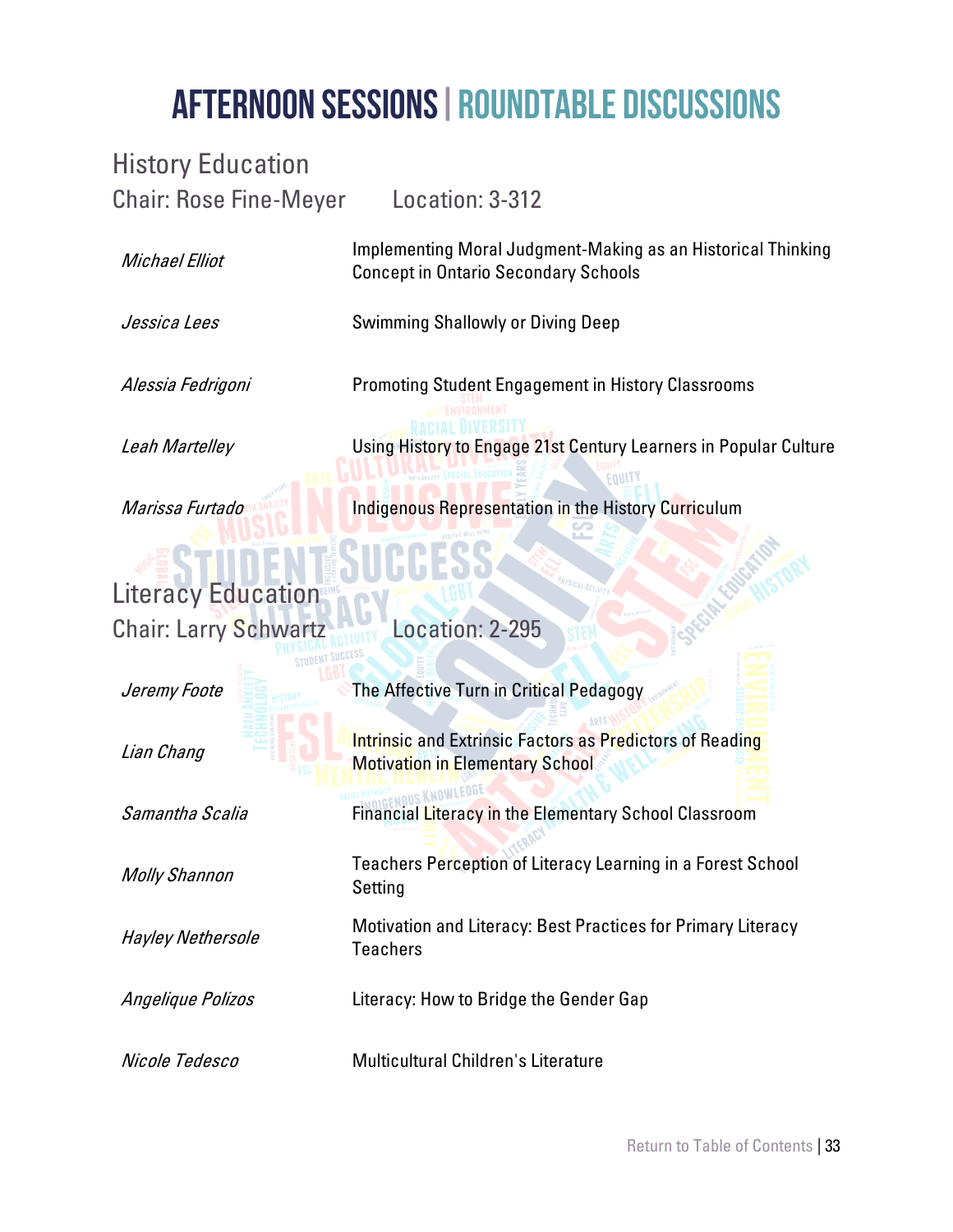# AFTERNOON SESSIONS | ROUNDTABLE DISCUSSIONS

## History Education

Chair: Rose Fine-Meyer    Location: 3-312

| | |
|---|---|
| *Michael Elliot* | Implementing Moral Judgment-Making as an Historical Thinking Concept in Ontario Secondary Schools |
| *Jessica Lees* | Swimming Shallowly or Diving Deep |
| *Alessia Fedrigoni* | Promoting Student Engagement in History Classrooms |
| *Leah Martelley* | Using History to Engage 21st Century Learners in Popular Culture |
| *Marissa Furtado* | Indigenous Representation in the History Curriculum |

## Literacy Education

Chair: Larry Schwartz    Location: 2-295

| | |
|---|---|
| *Jeremy Foote* | The Affective Turn in Critical Pedagogy |
| *Lian Chang* | Intrinsic and Extrinsic Factors as Predictors of Reading Motivation in Elementary School |
| *Samantha Scalia* | Financial Literacy in the Elementary School Classroom |
| *Molly Shannon* | Teachers Perception of Literacy Learning in a Forest School Setting |
| *Hayley Nethersole* | Motivation and Literacy: Best Practices for Primary Literacy Teachers |
| *Angelique Polizos* | Literacy: How to Bridge the Gender Gap |
| *Nicole Tedesco* | Multicultural Children's Literature |

Return to Table of Contents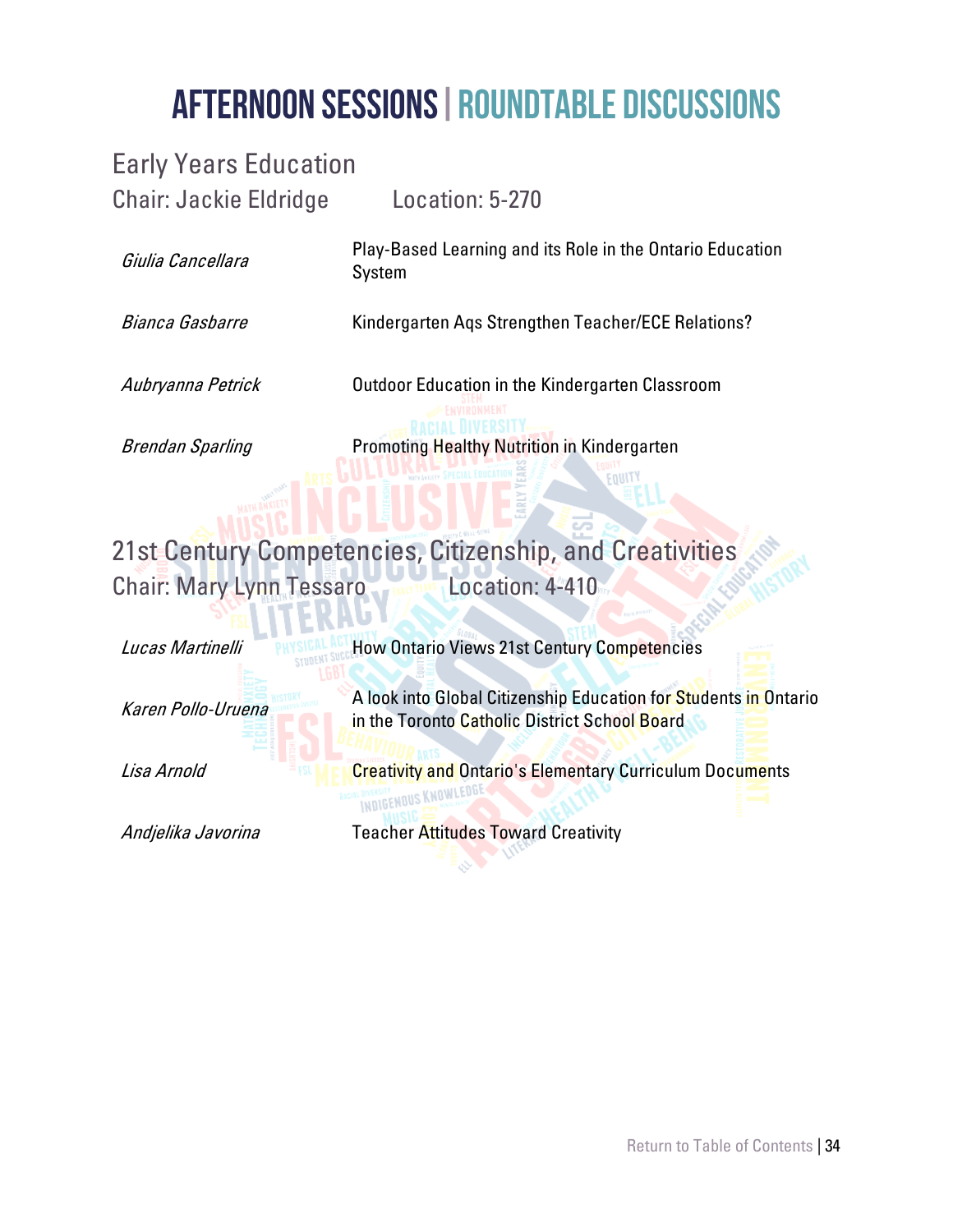# AFTERNOON SESSIONS | ROUNDTABLE DISCUSSIONS

## Early Years Education

Chair: Jackie Eldridge Location: 5-270

| | |
|---|---|
| *Giulia Cancellara* | Play-Based Learning and its Role in the Ontario Education System |
| *Bianca Gasbarre* | Kindergarten Aqs Strengthen Teacher/ECE Relations? |
| *Aubryanna Petrick* | Outdoor Education in the Kindergarten Classroom |
| *Brendan Sparling* | Promoting Healthy Nutrition in Kindergarten |

## 21st Century Competencies, Citizenship, and Creativities

Chair: Mary Lynn Tessaro Location: 4-410

| | |
|---|---|
| *Lucas Martinelli* | How Ontario Views 21st Century Competencies |
| *Karen Pollo-Uruena* | A look into Global Citizenship Education for Students in Ontario in the Toronto Catholic District School Board |
| *Lisa Arnold* | Creativity and Ontario's Elementary Curriculum Documents |
| *Andjelika Javorina* | Teacher Attitudes Toward Creativity |

Return to Table of Contents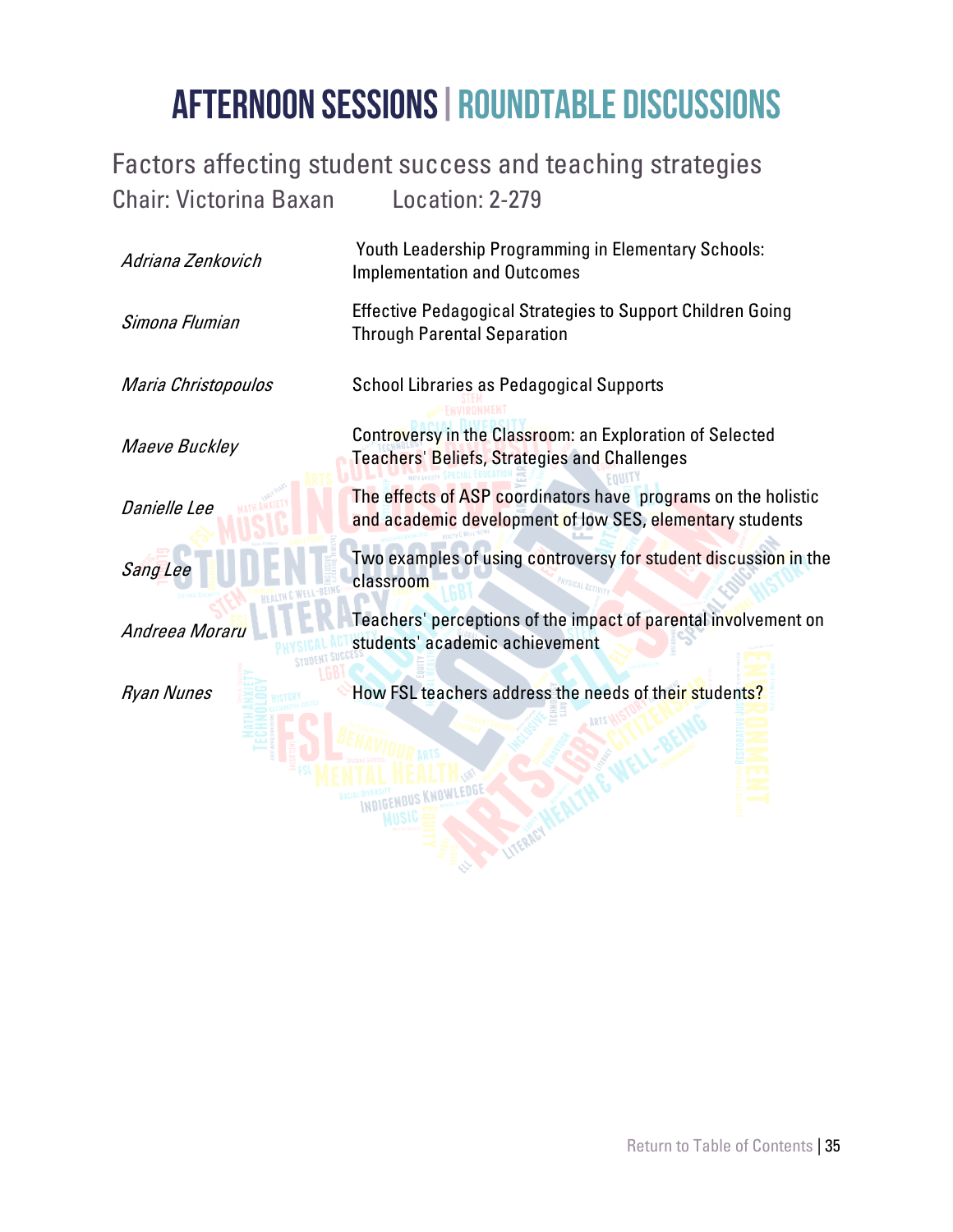# AFTERNOON SESSIONS | ROUNDTABLE DISCUSSIONS

## Factors affecting student success and teaching strategies

Chair: Victorina Baxan    Location: 2-279

| | |
|---|---|
| *Adriana Zenkovich* | Youth Leadership Programming in Elementary Schools: Implementation and Outcomes |
| *Simona Flumian* | Effective Pedagogical Strategies to Support Children Going Through Parental Separation |
| *Maria Christopoulos* | School Libraries as Pedagogical Supports |
| *Maeve Buckley* | Controversy in the Classroom: an Exploration of Selected Teachers' Beliefs, Strategies and Challenges |
| *Danielle Lee* | The effects of ASP coordinators have programs on the holistic and academic development of low SES, elementary students |
| *Sang Lee* | Two examples of using controversy for student discussion in the classroom |
| *Andreea Moraru* | Teachers' perceptions of the impact of parental involvement on students' academic achievement |
| *Ryan Nunes* | How FSL teachers address the needs of their students? |

Return to Table of Contents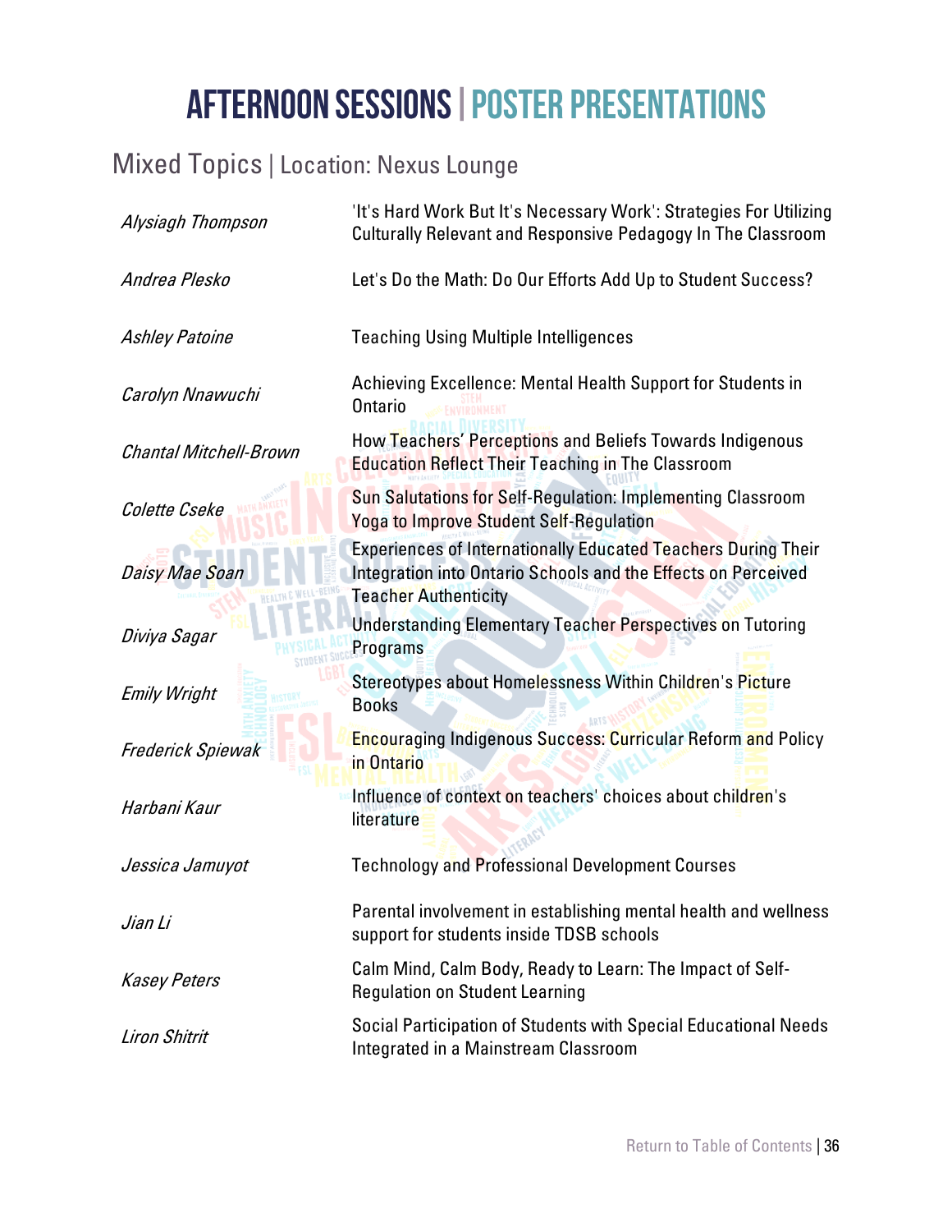# AFTERNOON SESSIONS | POSTER PRESENTATIONS

## Mixed Topics | Location: Nexus Lounge

| | |
|---|---|
| *Alysiagh Thompson* | 'It's Hard Work But It's Necessary Work': Strategies For Utilizing Culturally Relevant and Responsive Pedagogy In The Classroom |
| *Andrea Plesko* | Let's Do the Math: Do Our Efforts Add Up to Student Success? |
| *Ashley Patoine* | Teaching Using Multiple Intelligences |
| *Carolyn Nnawuchi* | Achieving Excellence: Mental Health Support for Students in Ontario |
| *Chantal Mitchell-Brown* | How Teachers' Perceptions and Beliefs Towards Indigenous Education Reflect Their Teaching in The Classroom |
| *Colette Cseke* | Sun Salutations for Self-Regulation: Implementing Classroom Yoga to Improve Student Self-Regulation |
| *Daisy Mae Soan* | Experiences of Internationally Educated Teachers During Their Integration into Ontario Schools and the Effects on Perceived Teacher Authenticity |
| *Diviya Sagar* | Understanding Elementary Teacher Perspectives on Tutoring Programs |
| *Emily Wright* | Stereotypes about Homelessness Within Children's Picture Books |
| *Frederick Spiewak* | Encouraging Indigenous Success: Curricular Reform and Policy in Ontario |
| *Harbani Kaur* | Influence of context on teachers' choices about children's literature |
| *Jessica Jamuyot* | Technology and Professional Development Courses |
| *Jian Li* | Parental involvement in establishing mental health and wellness support for students inside TDSB schools |
| *Kasey Peters* | Calm Mind, Calm Body, Ready to Learn: The Impact of Self-Regulation on Student Learning |
| *Liron Shitrit* | Social Participation of Students with Special Educational Needs Integrated in a Mainstream Classroom |

Return to Table of Contents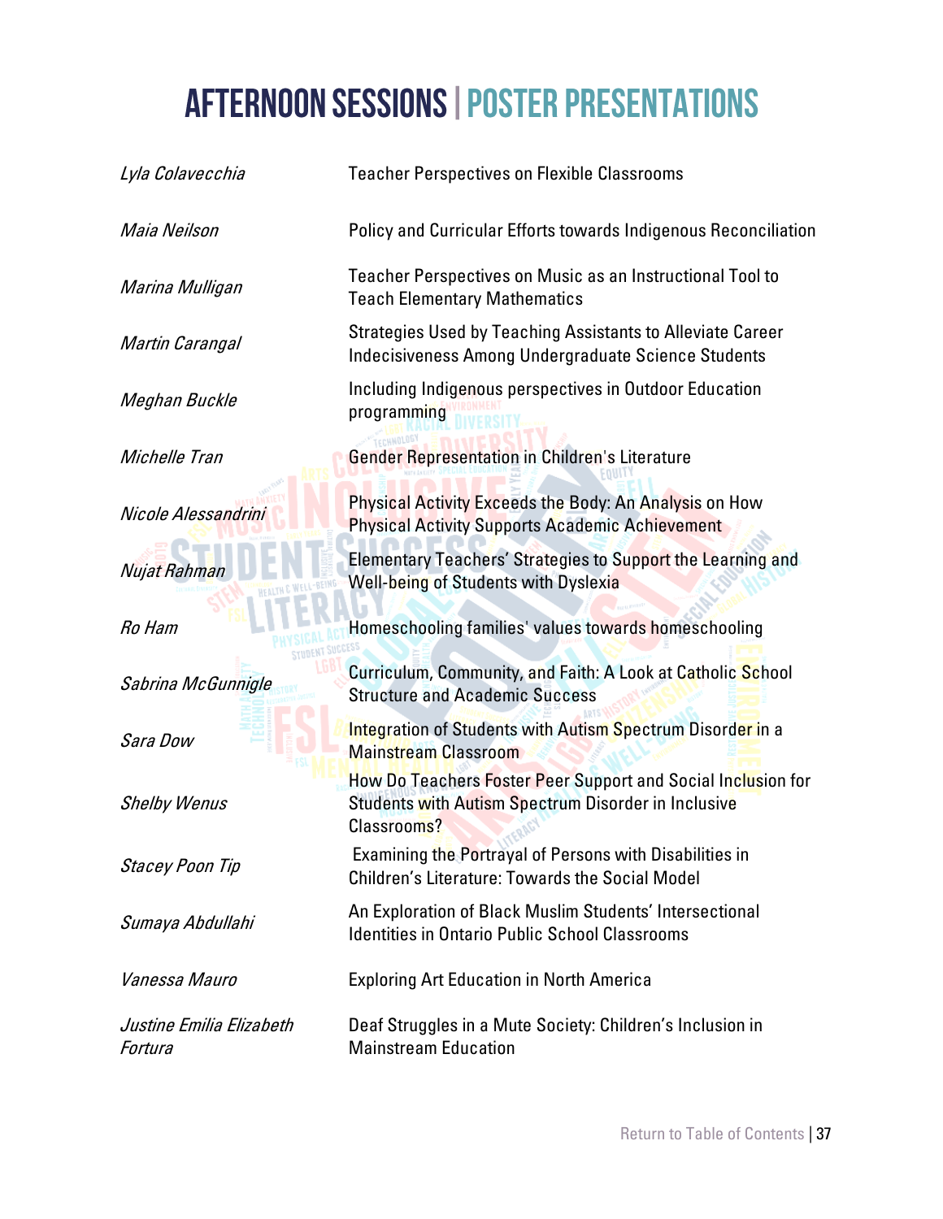# AFTERNOON SESSIONS | POSTER PRESENTATIONS

| | |
|---|---|
| *Lyla Colavecchia* | Teacher Perspectives on Flexible Classrooms |
| *Maia Neilson* | Policy and Curricular Efforts towards Indigenous Reconciliation |
| *Marina Mulligan* | Teacher Perspectives on Music as an Instructional Tool to Teach Elementary Mathematics |
| *Martin Carangal* | Strategies Used by Teaching Assistants to Alleviate Career Indecisiveness Among Undergraduate Science Students |
| *Meghan Buckle* | Including Indigenous perspectives in Outdoor Education programming |
| *Michelle Tran* | Gender Representation in Children's Literature |
| *Nicole Alessandrini* | Physical Activity Exceeds the Body: An Analysis on How Physical Activity Supports Academic Achievement |
| *Nujat Rahman* | Elementary Teachers' Strategies to Support the Learning and Well-being of Students with Dyslexia |
| *Ro Ham* | Homeschooling families' values towards homeschooling |
| *Sabrina McGunnigle* | Curriculum, Community, and Faith: A Look at Catholic School Structure and Academic Success |
| *Sara Dow* | Integration of Students with Autism Spectrum Disorder in a Mainstream Classroom |
| *Shelby Wenus* | How Do Teachers Foster Peer Support and Social Inclusion for Students with Autism Spectrum Disorder in Inclusive Classrooms? |
| *Stacey Poon Tip* | Examining the Portrayal of Persons with Disabilities in Children's Literature: Towards the Social Model |
| *Sumaya Abdullahi* | An Exploration of Black Muslim Students' Intersectional Identities in Ontario Public School Classrooms |
| *Vanessa Mauro* | Exploring Art Education in North America |
| *Justine Emilia Elizabeth Fortura* | Deaf Struggles in a Mute Society: Children's Inclusion in Mainstream Education |

Return to Table of Contents